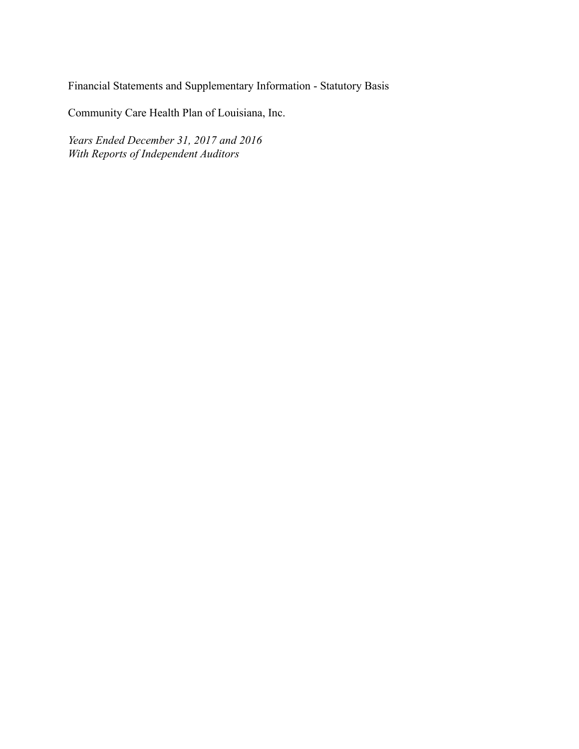Financial Statements and Supplementary Information - Statutory Basis

Community Care Health Plan of Louisiana, Inc.

*Years Ended December 31, 2017 and 2016*
*With Reports of Independent Auditors*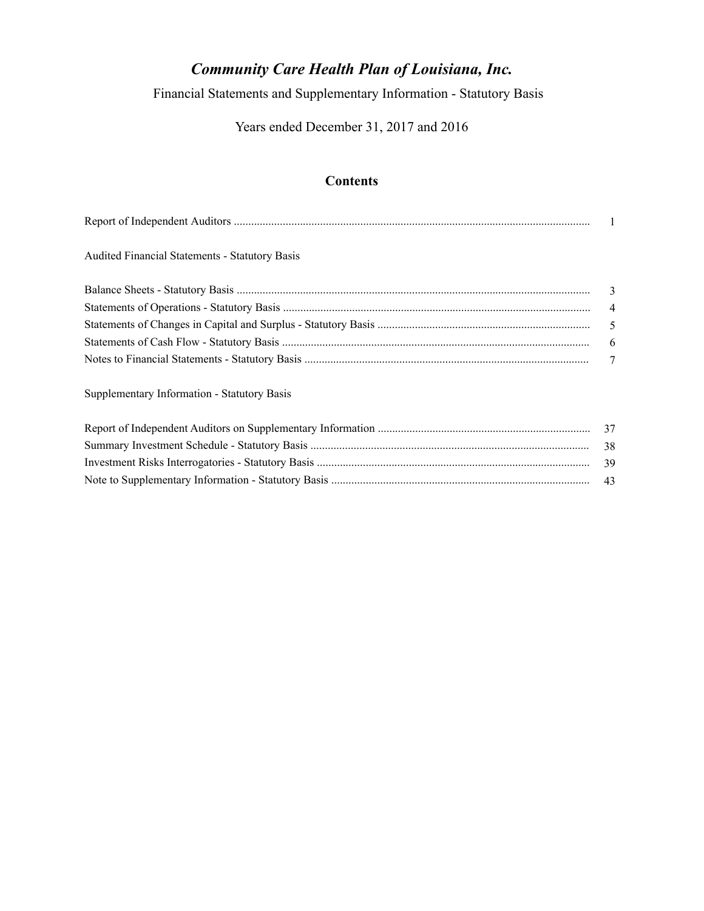# *Community Care Health Plan of Louisiana, Inc.*

Financial Statements and Supplementary Information - Statutory Basis

Years ended December 31, 2017 and 2016

## Contents

| | |
|---|---|
| Report of Independent Auditors | 1 |
| | |
| Audited Financial Statements - Statutory Basis | |
| | |
| Balance Sheets - Statutory Basis | 3 |
| Statements of Operations - Statutory Basis | 4 |
| Statements of Changes in Capital and Surplus - Statutory Basis | 5 |
| Statements of Cash Flow - Statutory Basis | 6 |
| Notes to Financial Statements - Statutory Basis | 7 |
| | |
| Supplementary Information - Statutory Basis | |
| | |
| Report of Independent Auditors on Supplementary Information | 37 |
| Summary Investment Schedule - Statutory Basis | 38 |
| Investment Risks Interrogatories - Statutory Basis | 39 |
| Note to Supplementary Information - Statutory Basis | 43 |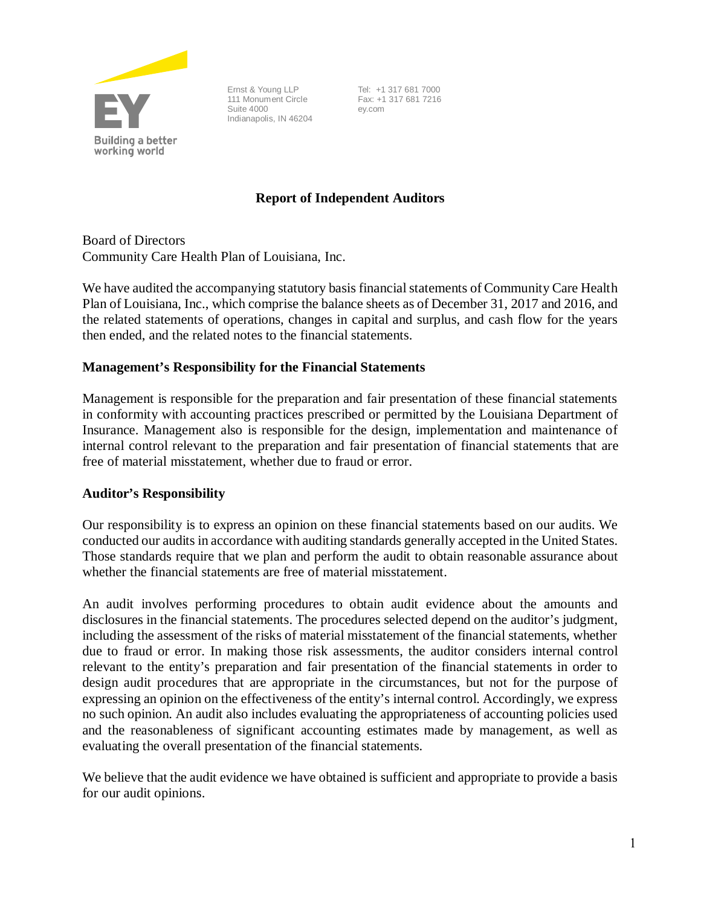Ernst & Young LLP
111 Monument Circle
Suite 4000
Indianapolis, IN 46204

Tel: +1 317 681 7000
Fax: +1 317 681 7216
ey.com

## Report of Independent Auditors

Board of Directors
Community Care Health Plan of Louisiana, Inc.

We have audited the accompanying statutory basis financial statements of Community Care Health Plan of Louisiana, Inc., which comprise the balance sheets as of December 31, 2017 and 2016, and the related statements of operations, changes in capital and surplus, and cash flow for the years then ended, and the related notes to the financial statements.

### Management's Responsibility for the Financial Statements

Management is responsible for the preparation and fair presentation of these financial statements in conformity with accounting practices prescribed or permitted by the Louisiana Department of Insurance. Management also is responsible for the design, implementation and maintenance of internal control relevant to the preparation and fair presentation of financial statements that are free of material misstatement, whether due to fraud or error.

### Auditor's Responsibility

Our responsibility is to express an opinion on these financial statements based on our audits. We conducted our audits in accordance with auditing standards generally accepted in the United States. Those standards require that we plan and perform the audit to obtain reasonable assurance about whether the financial statements are free of material misstatement.

An audit involves performing procedures to obtain audit evidence about the amounts and disclosures in the financial statements. The procedures selected depend on the auditor's judgment, including the assessment of the risks of material misstatement of the financial statements, whether due to fraud or error. In making those risk assessments, the auditor considers internal control relevant to the entity's preparation and fair presentation of the financial statements in order to design audit procedures that are appropriate in the circumstances, but not for the purpose of expressing an opinion on the effectiveness of the entity's internal control. Accordingly, we express no such opinion. An audit also includes evaluating the appropriateness of accounting policies used and the reasonableness of significant accounting estimates made by management, as well as evaluating the overall presentation of the financial statements.

We believe that the audit evidence we have obtained is sufficient and appropriate to provide a basis for our audit opinions.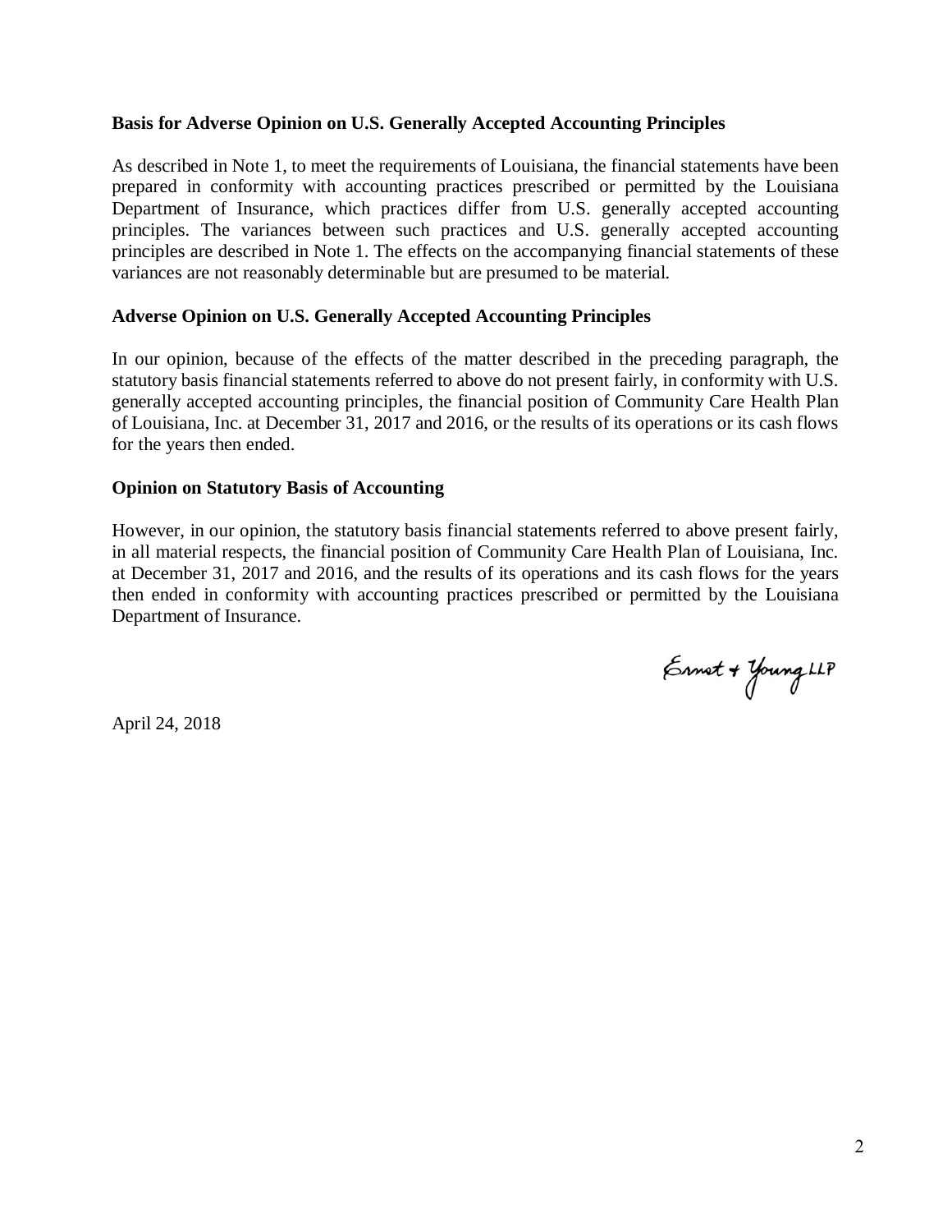**Basis for Adverse Opinion on U.S. Generally Accepted Accounting Principles**

As described in Note 1, to meet the requirements of Louisiana, the financial statements have been prepared in conformity with accounting practices prescribed or permitted by the Louisiana Department of Insurance, which practices differ from U.S. generally accepted accounting principles. The variances between such practices and U.S. generally accepted accounting principles are described in Note 1. The effects on the accompanying financial statements of these variances are not reasonably determinable but are presumed to be material.

**Adverse Opinion on U.S. Generally Accepted Accounting Principles**

In our opinion, because of the effects of the matter described in the preceding paragraph, the statutory basis financial statements referred to above do not present fairly, in conformity with U.S. generally accepted accounting principles, the financial position of Community Care Health Plan of Louisiana, Inc. at December 31, 2017 and 2016, or the results of its operations or its cash flows for the years then ended.

**Opinion on Statutory Basis of Accounting**

However, in our opinion, the statutory basis financial statements referred to above present fairly, in all material respects, the financial position of Community Care Health Plan of Louisiana, Inc. at December 31, 2017 and 2016, and the results of its operations and its cash flows for the years then ended in conformity with accounting practices prescribed or permitted by the Louisiana Department of Insurance.

Ernst & Young LLP

April 24, 2018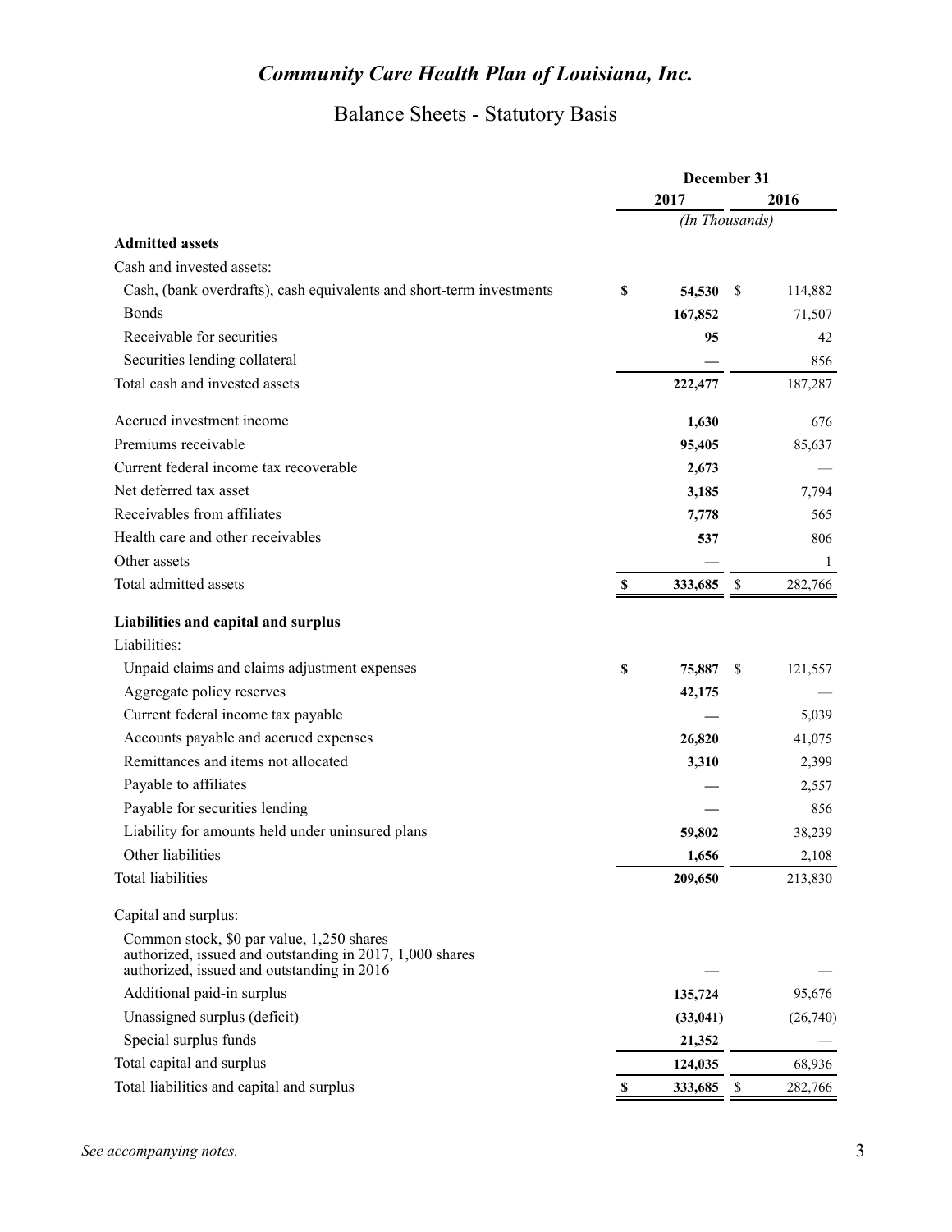# *Community Care Health Plan of Louisiana, Inc.*

## Balance Sheets - Statutory Basis

| | December 31 | |
|---|---|---|
| | **2017** | **2016** |
| | *(In Thousands)* | |
| **Admitted assets** | | |
| Cash and invested assets: | | |
| Cash, (bank overdrafts), cash equivalents and short-term investments | **$ 54,530** | $ 114,882 |
| Bonds | **167,852** | 71,507 |
| Receivable for securities | **95** | 42 |
| Securities lending collateral | **—** | 856 |
| Total cash and invested assets | **222,477** | 187,287 |
| Accrued investment income | **1,630** | 676 |
| Premiums receivable | **95,405** | 85,637 |
| Current federal income tax recoverable | **2,673** | — |
| Net deferred tax asset | **3,185** | 7,794 |
| Receivables from affiliates | **7,778** | 565 |
| Health care and other receivables | **537** | 806 |
| Other assets | **—** | 1 |
| Total admitted assets | **$ 333,685** | $ 282,766 |
| **Liabilities and capital and surplus** | | |
| Liabilities: | | |
| Unpaid claims and claims adjustment expenses | **$ 75,887** | $ 121,557 |
| Aggregate policy reserves | **42,175** | — |
| Current federal income tax payable | **—** | 5,039 |
| Accounts payable and accrued expenses | **26,820** | 41,075 |
| Remittances and items not allocated | **3,310** | 2,399 |
| Payable to affiliates | **—** | 2,557 |
| Payable for securities lending | **—** | 856 |
| Liability for amounts held under uninsured plans | **59,802** | 38,239 |
| Other liabilities | **1,656** | 2,108 |
| Total liabilities | **209,650** | 213,830 |
| Capital and surplus: | | |
| Common stock, $0 par value, 1,250 shares authorized, issued and outstanding in 2017, 1,000 shares authorized, issued and outstanding in 2016 | **—** | — |
| Additional paid-in surplus | **135,724** | 95,676 |
| Unassigned surplus (deficit) | **(33,041)** | (26,740) |
| Special surplus funds | **21,352** | — |
| Total capital and surplus | **124,035** | 68,936 |
| Total liabilities and capital and surplus | **$ 333,685** | $ 282,766 |

*See accompanying notes.*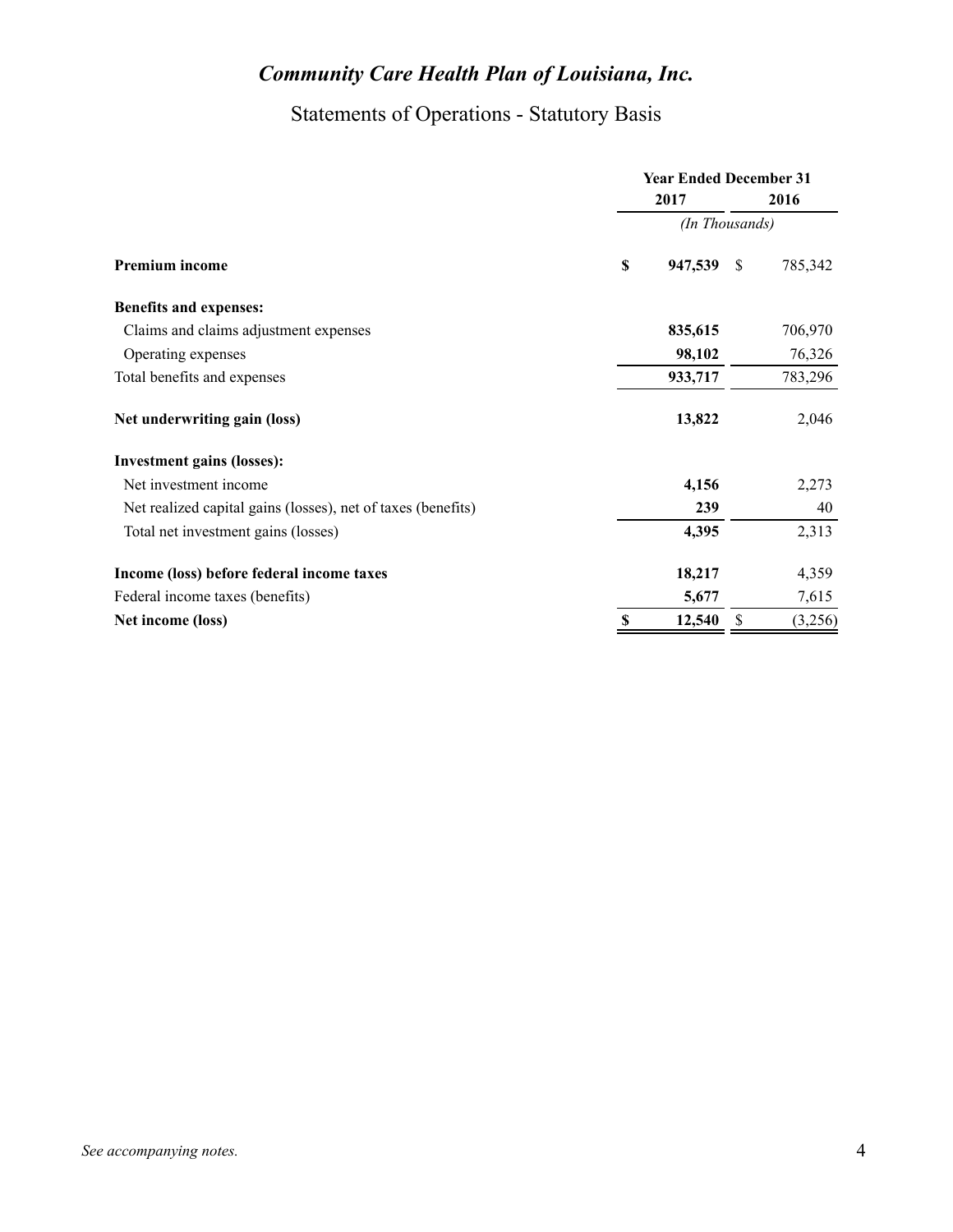# *Community Care Health Plan of Louisiana, Inc.*

## Statements of Operations - Statutory Basis

| | Year Ended December 31 | |
|---|---|---|
| | **2017** | **2016** |
| | *(In Thousands)* | |
| **Premium income** | **$ 947,539** | $ 785,342 |
| **Benefits and expenses:** | | |
| Claims and claims adjustment expenses | **835,615** | 706,970 |
| Operating expenses | **98,102** | 76,326 |
| Total benefits and expenses | **933,717** | 783,296 |
| **Net underwriting gain (loss)** | **13,822** | 2,046 |
| **Investment gains (losses):** | | |
| Net investment income | **4,156** | 2,273 |
| Net realized capital gains (losses), net of taxes (benefits) | **239** | 40 |
| Total net investment gains (losses) | **4,395** | 2,313 |
| **Income (loss) before federal income taxes** | **18,217** | 4,359 |
| Federal income taxes (benefits) | **5,677** | 7,615 |
| **Net income (loss)** | **$ 12,540** | $ (3,256) |

*See accompanying notes.*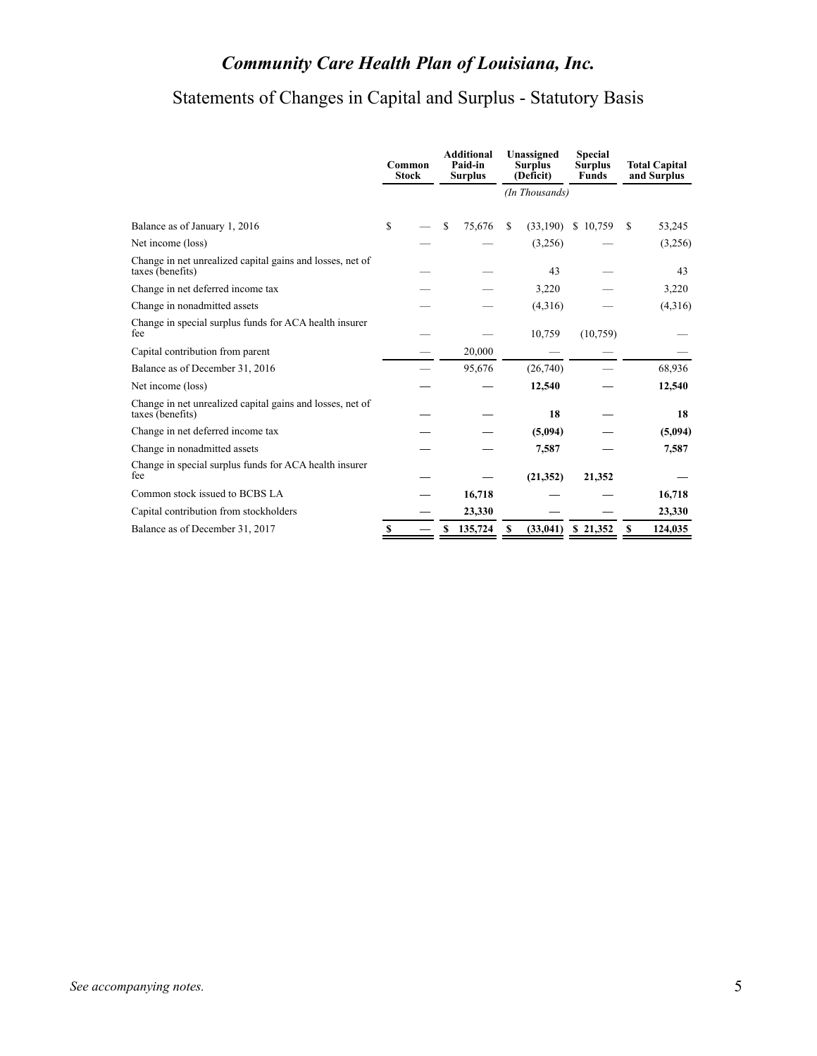# *Community Care Health Plan of Louisiana, Inc.*

## Statements of Changes in Capital and Surplus - Statutory Basis

| | Common Stock | Additional Paid-in Surplus | Unassigned Surplus (Deficit) | Special Surplus Funds | Total Capital and Surplus |
|---|---|---|---|---|---|
| | | | *(In Thousands)* | | |
| Balance as of January 1, 2016 | $ — | $ 75,676 | $ (33,190) | $ 10,759 | $ 53,245 |
| Net income (loss) | — | — | (3,256) | — | (3,256) |
| Change in net unrealized capital gains and losses, net of taxes (benefits) | — | — | 43 | — | 43 |
| Change in net deferred income tax | — | — | 3,220 | — | 3,220 |
| Change in nonadmitted assets | — | — | (4,316) | — | (4,316) |
| Change in special surplus funds for ACA health insurer fee | — | — | 10,759 | (10,759) | — |
| Capital contribution from parent | — | 20,000 | — | — | — |
| Balance as of December 31, 2016 | — | 95,676 | (26,740) | — | 68,936 |
| Net income (loss) | **—** | **—** | **12,540** | **—** | **12,540** |
| Change in net unrealized capital gains and losses, net of taxes (benefits) | **—** | **—** | **18** | **—** | **18** |
| Change in net deferred income tax | **—** | **—** | **(5,094)** | **—** | **(5,094)** |
| Change in nonadmitted assets | **—** | **—** | **7,587** | **—** | **7,587** |
| Change in special surplus funds for ACA health insurer fee | **—** | **—** | **(21,352)** | **21,352** | **—** |
| Common stock issued to BCBS LA | **—** | **16,718** | **—** | **—** | **16,718** |
| Capital contribution from stockholders | **—** | **23,330** | **—** | **—** | **23,330** |
| Balance as of December 31, 2017 | **$ —** | **$ 135,724** | **$ (33,041)** | **$ 21,352** | **$ 124,035** |

*See accompanying notes.*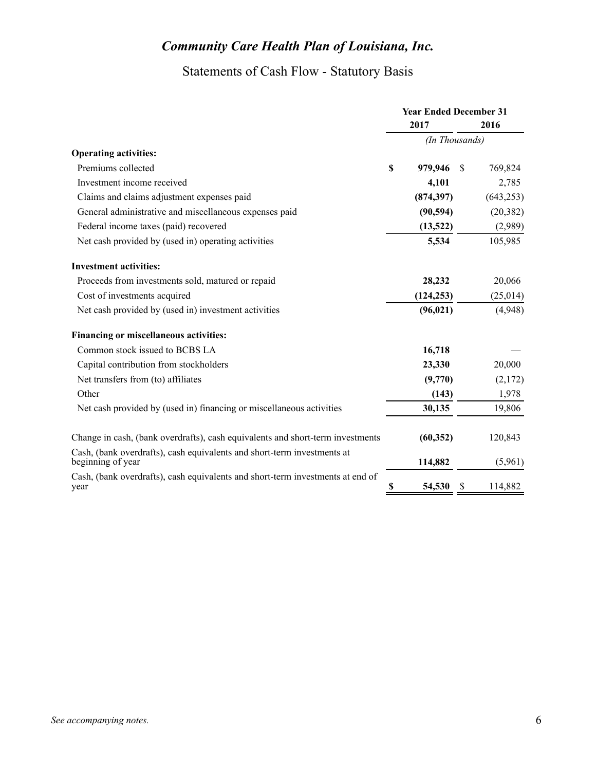# *Community Care Health Plan of Louisiana, Inc.*

## Statements of Cash Flow - Statutory Basis

| | Year Ended December 31 | |
|---|---|---|
| | **2017** | **2016** |
| | *(In Thousands)* | |
| **Operating activities:** | | |
| Premiums collected | **$ 979,946** | $ 769,824 |
| Investment income received | **4,101** | 2,785 |
| Claims and claims adjustment expenses paid | **(874,397)** | (643,253) |
| General administrative and miscellaneous expenses paid | **(90,594)** | (20,382) |
| Federal income taxes (paid) recovered | **(13,522)** | (2,989) |
| Net cash provided by (used in) operating activities | **5,534** | 105,985 |
| **Investment activities:** | | |
| Proceeds from investments sold, matured or repaid | **28,232** | 20,066 |
| Cost of investments acquired | **(124,253)** | (25,014) |
| Net cash provided by (used in) investment activities | **(96,021)** | (4,948) |
| **Financing or miscellaneous activities:** | | |
| Common stock issued to BCBS LA | **16,718** | — |
| Capital contribution from stockholders | **23,330** | 20,000 |
| Net transfers from (to) affiliates | **(9,770)** | (2,172) |
| Other | **(143)** | 1,978 |
| Net cash provided by (used in) financing or miscellaneous activities | **30,135** | 19,806 |
| Change in cash, (bank overdrafts), cash equivalents and short-term investments | **(60,352)** | 120,843 |
| Cash, (bank overdrafts), cash equivalents and short-term investments at beginning of year | **114,882** | (5,961) |
| Cash, (bank overdrafts), cash equivalents and short-term investments at end of year | **$ 54,530** | $ 114,882 |

*See accompanying notes.*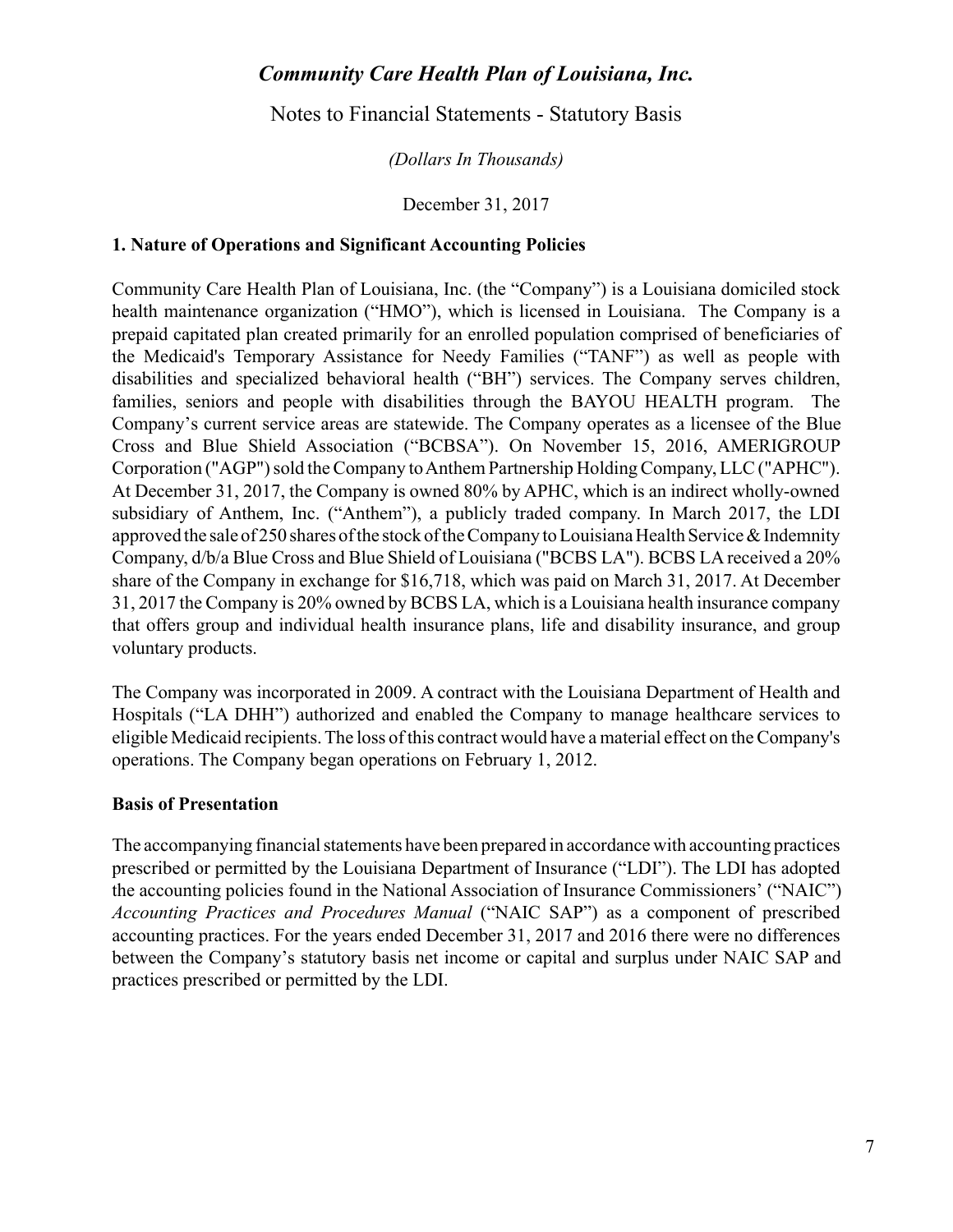# *Community Care Health Plan of Louisiana, Inc.*

Notes to Financial Statements - Statutory Basis

*(Dollars In Thousands)*

December 31, 2017

## 1. Nature of Operations and Significant Accounting Policies

Community Care Health Plan of Louisiana, Inc. (the "Company") is a Louisiana domiciled stock health maintenance organization ("HMO"), which is licensed in Louisiana. The Company is a prepaid capitated plan created primarily for an enrolled population comprised of beneficiaries of the Medicaid's Temporary Assistance for Needy Families ("TANF") as well as people with disabilities and specialized behavioral health ("BH") services. The Company serves children, families, seniors and people with disabilities through the BAYOU HEALTH program. The Company's current service areas are statewide. The Company operates as a licensee of the Blue Cross and Blue Shield Association ("BCBSA"). On November 15, 2016, AMERIGROUP Corporation ("AGP") sold the Company to Anthem Partnership Holding Company, LLC ("APHC"). At December 31, 2017, the Company is owned 80% by APHC, which is an indirect wholly-owned subsidiary of Anthem, Inc. ("Anthem"), a publicly traded company. In March 2017, the LDI approved the sale of 250 shares of the stock of the Company to Louisiana Health Service & Indemnity Company, d/b/a Blue Cross and Blue Shield of Louisiana ("BCBS LA"). BCBS LA received a 20% share of the Company in exchange for $16,718, which was paid on March 31, 2017. At December 31, 2017 the Company is 20% owned by BCBS LA, which is a Louisiana health insurance company that offers group and individual health insurance plans, life and disability insurance, and group voluntary products.

The Company was incorporated in 2009. A contract with the Louisiana Department of Health and Hospitals ("LA DHH") authorized and enabled the Company to manage healthcare services to eligible Medicaid recipients. The loss of this contract would have a material effect on the Company's operations. The Company began operations on February 1, 2012.

### Basis of Presentation

The accompanying financial statements have been prepared in accordance with accounting practices prescribed or permitted by the Louisiana Department of Insurance ("LDI"). The LDI has adopted the accounting policies found in the National Association of Insurance Commissioners' ("NAIC") *Accounting Practices and Procedures Manual* ("NAIC SAP") as a component of prescribed accounting practices. For the years ended December 31, 2017 and 2016 there were no differences between the Company's statutory basis net income or capital and surplus under NAIC SAP and practices prescribed or permitted by the LDI.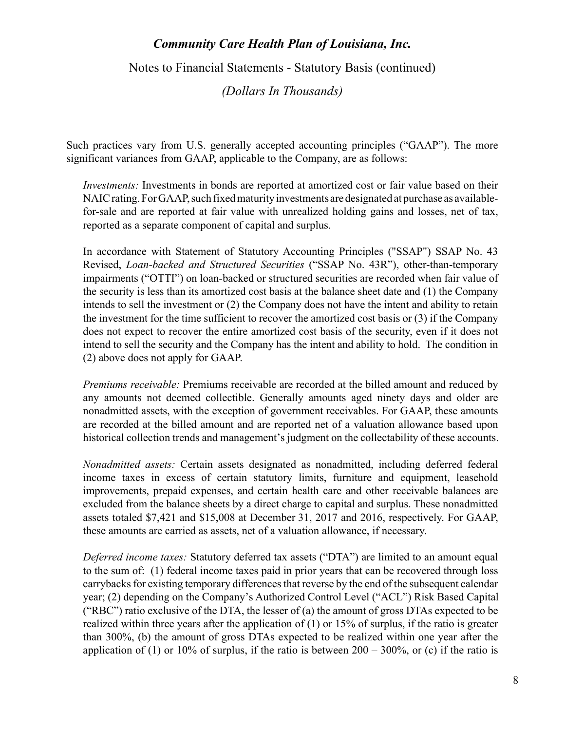Such practices vary from U.S. generally accepted accounting principles ("GAAP"). The more significant variances from GAAP, applicable to the Company, are as follows:

*Investments:* Investments in bonds are reported at amortized cost or fair value based on their NAIC rating. For GAAP, such fixed maturity investments are designated at purchase as available-for-sale and are reported at fair value with unrealized holding gains and losses, net of tax, reported as a separate component of capital and surplus.

In accordance with Statement of Statutory Accounting Principles ("SSAP") SSAP No. 43 Revised, *Loan-backed and Structured Securities* ("SSAP No. 43R"), other-than-temporary impairments ("OTTI") on loan-backed or structured securities are recorded when fair value of the security is less than its amortized cost basis at the balance sheet date and (1) the Company intends to sell the investment or (2) the Company does not have the intent and ability to retain the investment for the time sufficient to recover the amortized cost basis or (3) if the Company does not expect to recover the entire amortized cost basis of the security, even if it does not intend to sell the security and the Company has the intent and ability to hold. The condition in (2) above does not apply for GAAP.

*Premiums receivable:* Premiums receivable are recorded at the billed amount and reduced by any amounts not deemed collectible. Generally amounts aged ninety days and older are nonadmitted assets, with the exception of government receivables. For GAAP, these amounts are recorded at the billed amount and are reported net of a valuation allowance based upon historical collection trends and management's judgment on the collectability of these accounts.

*Nonadmitted assets:* Certain assets designated as nonadmitted, including deferred federal income taxes in excess of certain statutory limits, furniture and equipment, leasehold improvements, prepaid expenses, and certain health care and other receivable balances are excluded from the balance sheets by a direct charge to capital and surplus. These nonadmitted assets totaled $7,421 and $15,008 at December 31, 2017 and 2016, respectively. For GAAP, these amounts are carried as assets, net of a valuation allowance, if necessary.

*Deferred income taxes:* Statutory deferred tax assets ("DTA") are limited to an amount equal to the sum of: (1) federal income taxes paid in prior years that can be recovered through loss carrybacks for existing temporary differences that reverse by the end of the subsequent calendar year; (2) depending on the Company's Authorized Control Level ("ACL") Risk Based Capital ("RBC") ratio exclusive of the DTA, the lesser of (a) the amount of gross DTAs expected to be realized within three years after the application of (1) or 15% of surplus, if the ratio is greater than 300%, (b) the amount of gross DTAs expected to be realized within one year after the application of (1) or 10% of surplus, if the ratio is between 200 – 300%, or (c) if the ratio is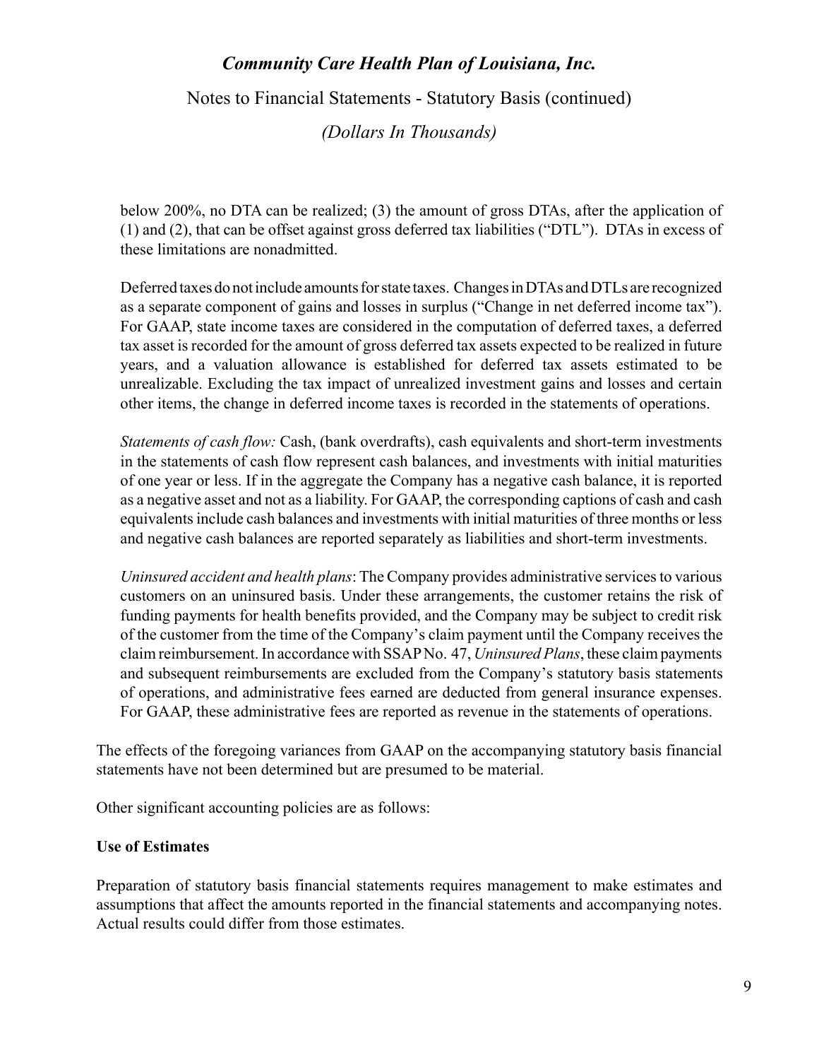below 200%, no DTA can be realized; (3) the amount of gross DTAs, after the application of (1) and (2), that can be offset against gross deferred tax liabilities ("DTL"). DTAs in excess of these limitations are nonadmitted.

Deferred taxes do not include amounts for state taxes. Changes in DTAs and DTLs are recognized as a separate component of gains and losses in surplus ("Change in net deferred income tax"). For GAAP, state income taxes are considered in the computation of deferred taxes, a deferred tax asset is recorded for the amount of gross deferred tax assets expected to be realized in future years, and a valuation allowance is established for deferred tax assets estimated to be unrealizable. Excluding the tax impact of unrealized investment gains and losses and certain other items, the change in deferred income taxes is recorded in the statements of operations.

*Statements of cash flow:* Cash, (bank overdrafts), cash equivalents and short-term investments in the statements of cash flow represent cash balances, and investments with initial maturities of one year or less. If in the aggregate the Company has a negative cash balance, it is reported as a negative asset and not as a liability. For GAAP, the corresponding captions of cash and cash equivalents include cash balances and investments with initial maturities of three months or less and negative cash balances are reported separately as liabilities and short-term investments.

*Uninsured accident and health plans*: The Company provides administrative services to various customers on an uninsured basis. Under these arrangements, the customer retains the risk of funding payments for health benefits provided, and the Company may be subject to credit risk of the customer from the time of the Company's claim payment until the Company receives the claim reimbursement. In accordance with SSAP No. 47, *Uninsured Plans*, these claim payments and subsequent reimbursements are excluded from the Company's statutory basis statements of operations, and administrative fees earned are deducted from general insurance expenses. For GAAP, these administrative fees are reported as revenue in the statements of operations.

The effects of the foregoing variances from GAAP on the accompanying statutory basis financial statements have not been determined but are presumed to be material.

Other significant accounting policies are as follows:

**Use of Estimates**

Preparation of statutory basis financial statements requires management to make estimates and assumptions that affect the amounts reported in the financial statements and accompanying notes. Actual results could differ from those estimates.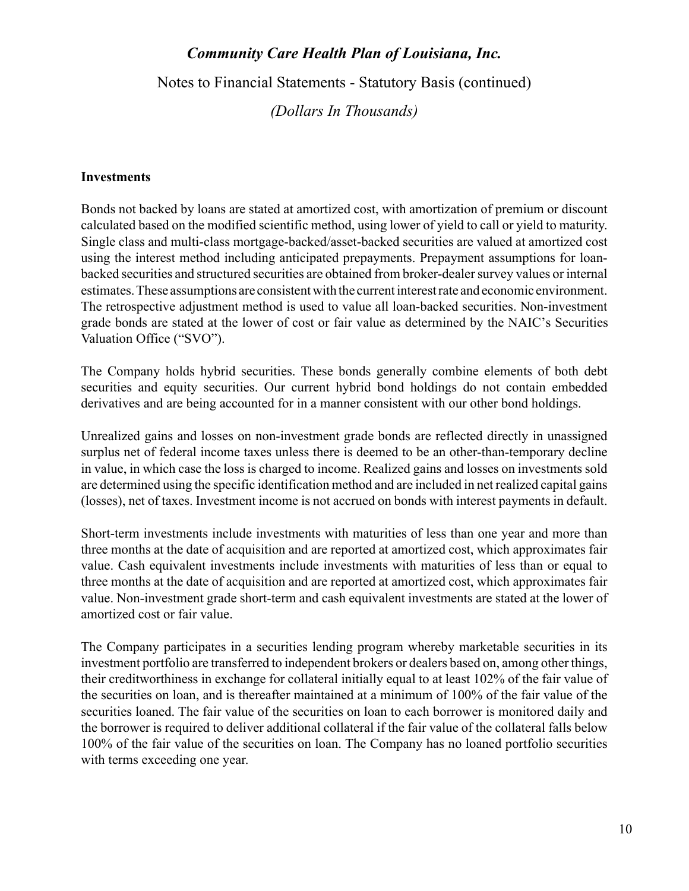### Investments

Bonds not backed by loans are stated at amortized cost, with amortization of premium or discount calculated based on the modified scientific method, using lower of yield to call or yield to maturity. Single class and multi-class mortgage-backed/asset-backed securities are valued at amortized cost using the interest method including anticipated prepayments. Prepayment assumptions for loan-backed securities and structured securities are obtained from broker-dealer survey values or internal estimates. These assumptions are consistent with the current interest rate and economic environment. The retrospective adjustment method is used to value all loan-backed securities. Non-investment grade bonds are stated at the lower of cost or fair value as determined by the NAIC's Securities Valuation Office ("SVO").

The Company holds hybrid securities. These bonds generally combine elements of both debt securities and equity securities. Our current hybrid bond holdings do not contain embedded derivatives and are being accounted for in a manner consistent with our other bond holdings.

Unrealized gains and losses on non-investment grade bonds are reflected directly in unassigned surplus net of federal income taxes unless there is deemed to be an other-than-temporary decline in value, in which case the loss is charged to income. Realized gains and losses on investments sold are determined using the specific identification method and are included in net realized capital gains (losses), net of taxes. Investment income is not accrued on bonds with interest payments in default.

Short-term investments include investments with maturities of less than one year and more than three months at the date of acquisition and are reported at amortized cost, which approximates fair value. Cash equivalent investments include investments with maturities of less than or equal to three months at the date of acquisition and are reported at amortized cost, which approximates fair value. Non-investment grade short-term and cash equivalent investments are stated at the lower of amortized cost or fair value.

The Company participates in a securities lending program whereby marketable securities in its investment portfolio are transferred to independent brokers or dealers based on, among other things, their creditworthiness in exchange for collateral initially equal to at least 102% of the fair value of the securities on loan, and is thereafter maintained at a minimum of 100% of the fair value of the securities loaned. The fair value of the securities on loan to each borrower is monitored daily and the borrower is required to deliver additional collateral if the fair value of the collateral falls below 100% of the fair value of the securities on loan. The Company has no loaned portfolio securities with terms exceeding one year.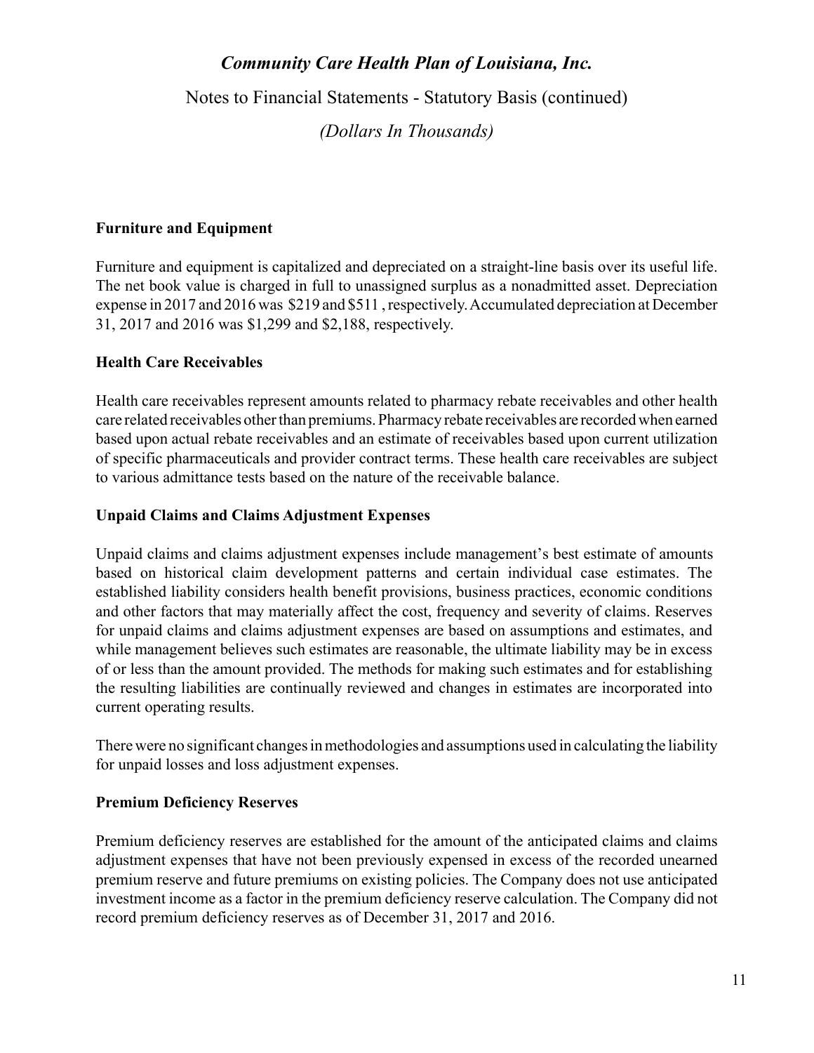## Furniture and Equipment

Furniture and equipment is capitalized and depreciated on a straight-line basis over its useful life. The net book value is charged in full to unassigned surplus as a nonadmitted asset. Depreciation expense in 2017 and 2016 was $219 and $511 , respectively. Accumulated depreciation at December 31, 2017 and 2016 was $1,299 and $2,188, respectively.

## Health Care Receivables

Health care receivables represent amounts related to pharmacy rebate receivables and other health care related receivables other than premiums. Pharmacy rebate receivables are recorded when earned based upon actual rebate receivables and an estimate of receivables based upon current utilization of specific pharmaceuticals and provider contract terms. These health care receivables are subject to various admittance tests based on the nature of the receivable balance.

## Unpaid Claims and Claims Adjustment Expenses

Unpaid claims and claims adjustment expenses include management's best estimate of amounts based on historical claim development patterns and certain individual case estimates. The established liability considers health benefit provisions, business practices, economic conditions and other factors that may materially affect the cost, frequency and severity of claims. Reserves for unpaid claims and claims adjustment expenses are based on assumptions and estimates, and while management believes such estimates are reasonable, the ultimate liability may be in excess of or less than the amount provided. The methods for making such estimates and for establishing the resulting liabilities are continually reviewed and changes in estimates are incorporated into current operating results.

There were no significant changes in methodologies and assumptions used in calculating the liability for unpaid losses and loss adjustment expenses.

## Premium Deficiency Reserves

Premium deficiency reserves are established for the amount of the anticipated claims and claims adjustment expenses that have not been previously expensed in excess of the recorded unearned premium reserve and future premiums on existing policies. The Company does not use anticipated investment income as a factor in the premium deficiency reserve calculation. The Company did not record premium deficiency reserves as of December 31, 2017 and 2016.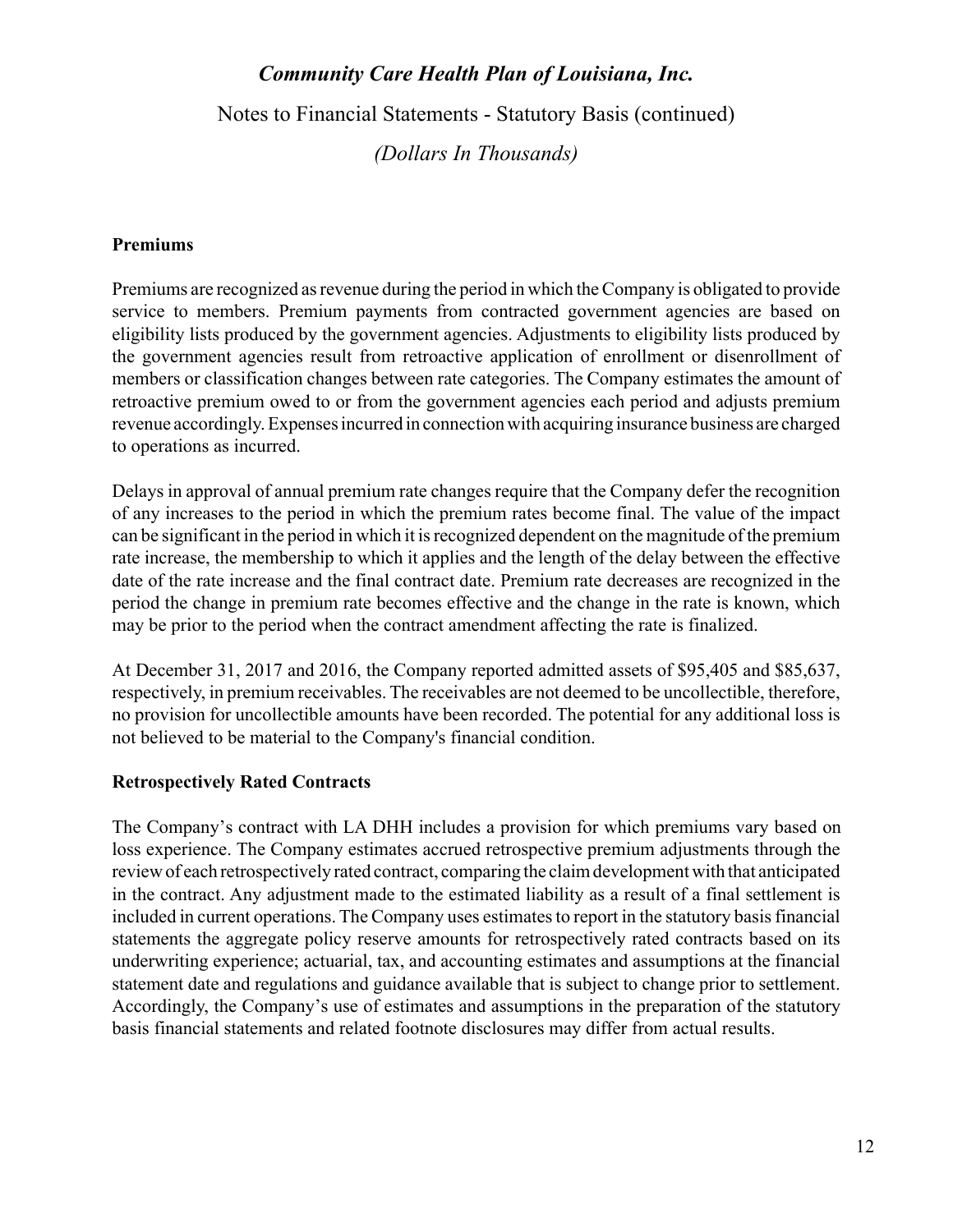**Premiums**

Premiums are recognized as revenue during the period in which the Company is obligated to provide service to members. Premium payments from contracted government agencies are based on eligibility lists produced by the government agencies. Adjustments to eligibility lists produced by the government agencies result from retroactive application of enrollment or disenrollment of members or classification changes between rate categories. The Company estimates the amount of retroactive premium owed to or from the government agencies each period and adjusts premium revenue accordingly. Expenses incurred in connection with acquiring insurance business are charged to operations as incurred.

Delays in approval of annual premium rate changes require that the Company defer the recognition of any increases to the period in which the premium rates become final. The value of the impact can be significant in the period in which it is recognized dependent on the magnitude of the premium rate increase, the membership to which it applies and the length of the delay between the effective date of the rate increase and the final contract date. Premium rate decreases are recognized in the period the change in premium rate becomes effective and the change in the rate is known, which may be prior to the period when the contract amendment affecting the rate is finalized.

At December 31, 2017 and 2016, the Company reported admitted assets of $95,405 and $85,637, respectively, in premium receivables. The receivables are not deemed to be uncollectible, therefore, no provision for uncollectible amounts have been recorded. The potential for any additional loss is not believed to be material to the Company's financial condition.

**Retrospectively Rated Contracts**

The Company's contract with LA DHH includes a provision for which premiums vary based on loss experience. The Company estimates accrued retrospective premium adjustments through the review of each retrospectively rated contract, comparing the claim development with that anticipated in the contract. Any adjustment made to the estimated liability as a result of a final settlement is included in current operations. The Company uses estimates to report in the statutory basis financial statements the aggregate policy reserve amounts for retrospectively rated contracts based on its underwriting experience; actuarial, tax, and accounting estimates and assumptions at the financial statement date and regulations and guidance available that is subject to change prior to settlement. Accordingly, the Company's use of estimates and assumptions in the preparation of the statutory basis financial statements and related footnote disclosures may differ from actual results.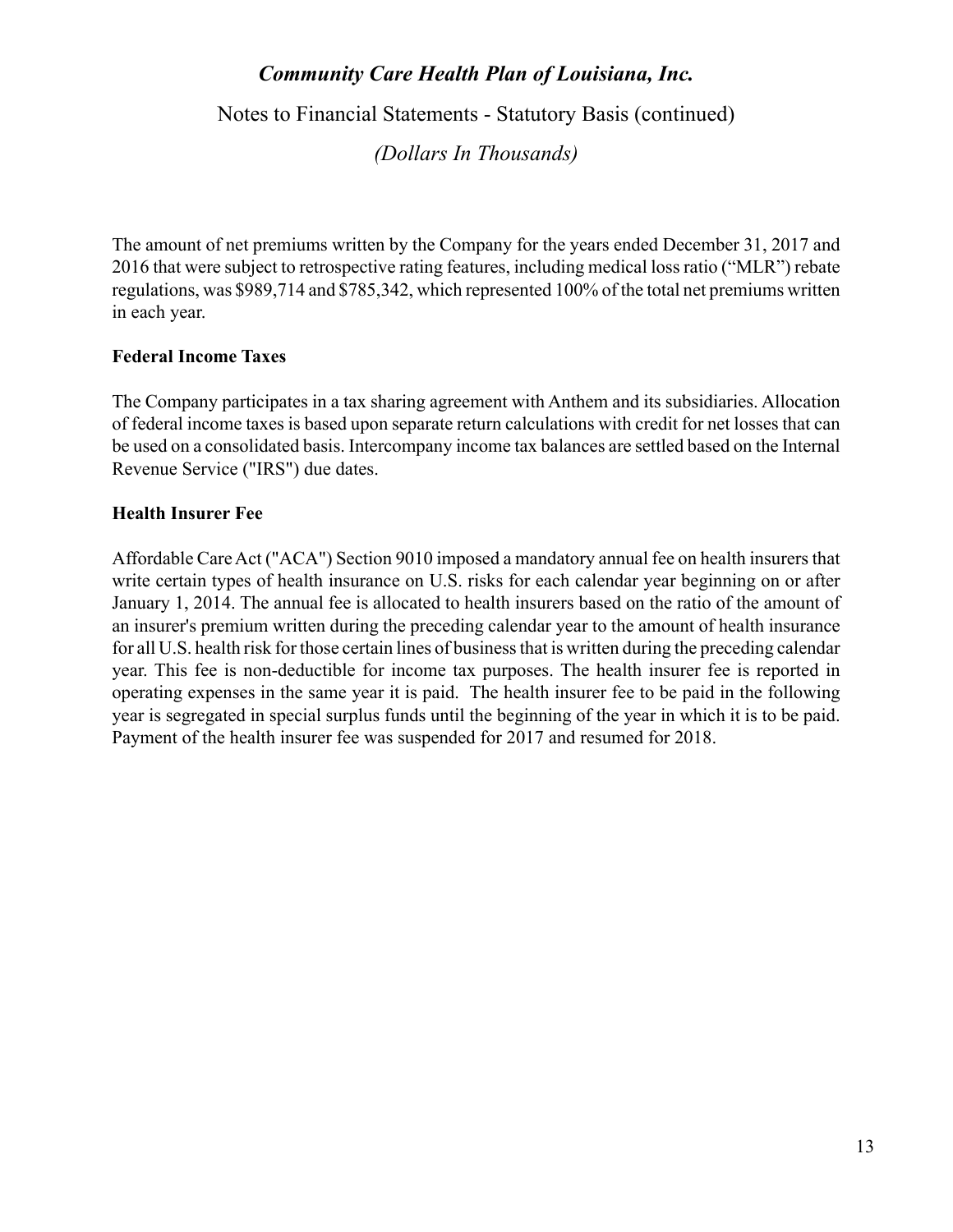The amount of net premiums written by the Company for the years ended December 31, 2017 and 2016 that were subject to retrospective rating features, including medical loss ratio ("MLR") rebate regulations, was $989,714 and $785,342, which represented 100% of the total net premiums written in each year.

**Federal Income Taxes**

The Company participates in a tax sharing agreement with Anthem and its subsidiaries. Allocation of federal income taxes is based upon separate return calculations with credit for net losses that can be used on a consolidated basis. Intercompany income tax balances are settled based on the Internal Revenue Service ("IRS") due dates.

**Health Insurer Fee**

Affordable Care Act ("ACA") Section 9010 imposed a mandatory annual fee on health insurers that write certain types of health insurance on U.S. risks for each calendar year beginning on or after January 1, 2014. The annual fee is allocated to health insurers based on the ratio of the amount of an insurer's premium written during the preceding calendar year to the amount of health insurance for all U.S. health risk for those certain lines of business that is written during the preceding calendar year. This fee is non-deductible for income tax purposes. The health insurer fee is reported in operating expenses in the same year it is paid. The health insurer fee to be paid in the following year is segregated in special surplus funds until the beginning of the year in which it is to be paid. Payment of the health insurer fee was suspended for 2017 and resumed for 2018.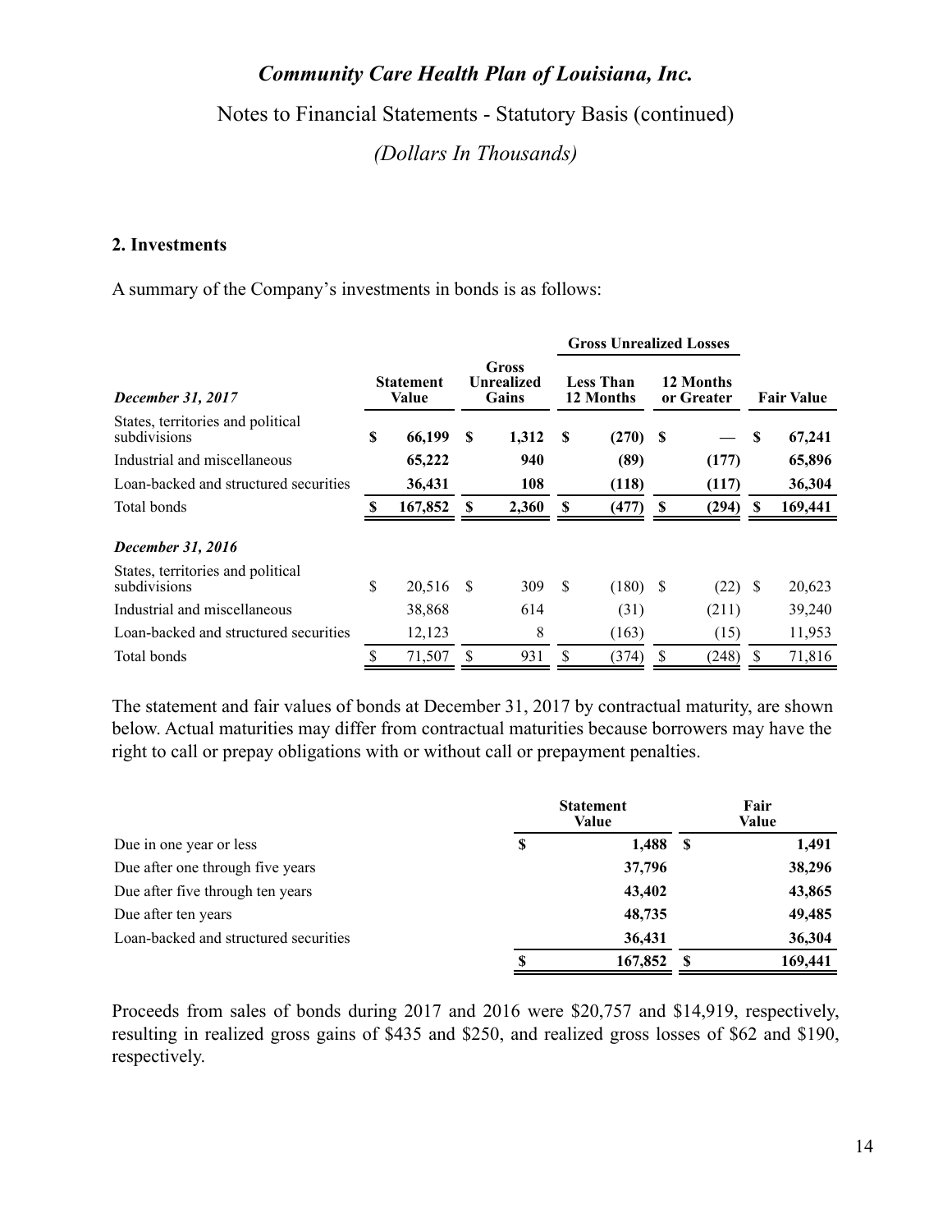# *Community Care Health Plan of Louisiana, Inc.*

Notes to Financial Statements - Statutory Basis (continued)

*(Dollars In Thousands)*

## 2. Investments

A summary of the Company's investments in bonds is as follows:

| | | | Gross Unrealized Losses | | |
|---|---|---|---|---|---|
| ***December 31, 2017*** | **Statement Value** | **Gross Unrealized Gains** | **Less Than 12 Months** | **12 Months or Greater** | **Fair Value** |
| States, territories and political subdivisions | **$ 66,199** | **$ 1,312** | **$ (270)** | **$ —** | **$ 67,241** |
| Industrial and miscellaneous | **65,222** | **940** | **(89)** | **(177)** | **65,896** |
| Loan-backed and structured securities | **36,431** | **108** | **(118)** | **(117)** | **36,304** |
| Total bonds | **$ 167,852** | **$ 2,360** | **$ (477)** | **$ (294)** | **$ 169,441** |
| ***December 31, 2016*** | | | | | |
| States, territories and political subdivisions | $ 20,516 | $ 309 | $ (180) | $ (22) | $ 20,623 |
| Industrial and miscellaneous | 38,868 | 614 | (31) | (211) | 39,240 |
| Loan-backed and structured securities | 12,123 | 8 | (163) | (15) | 11,953 |
| Total bonds | $ 71,507 | $ 931 | $ (374) | $ (248) | $ 71,816 |

The statement and fair values of bonds at December 31, 2017 by contractual maturity, are shown below. Actual maturities may differ from contractual maturities because borrowers may have the right to call or prepay obligations with or without call or prepayment penalties.

| | Statement Value | Fair Value |
|---|---|---|
| Due in one year or less | **$ 1,488** | **$ 1,491** |
| Due after one through five years | **37,796** | **38,296** |
| Due after five through ten years | **43,402** | **43,865** |
| Due after ten years | **48,735** | **49,485** |
| Loan-backed and structured securities | **36,431** | **36,304** |
| | **$ 167,852** | **$ 169,441** |

Proceeds from sales of bonds during 2017 and 2016 were $20,757 and $14,919, respectively, resulting in realized gross gains of $435 and $250, and realized gross losses of $62 and $190, respectively.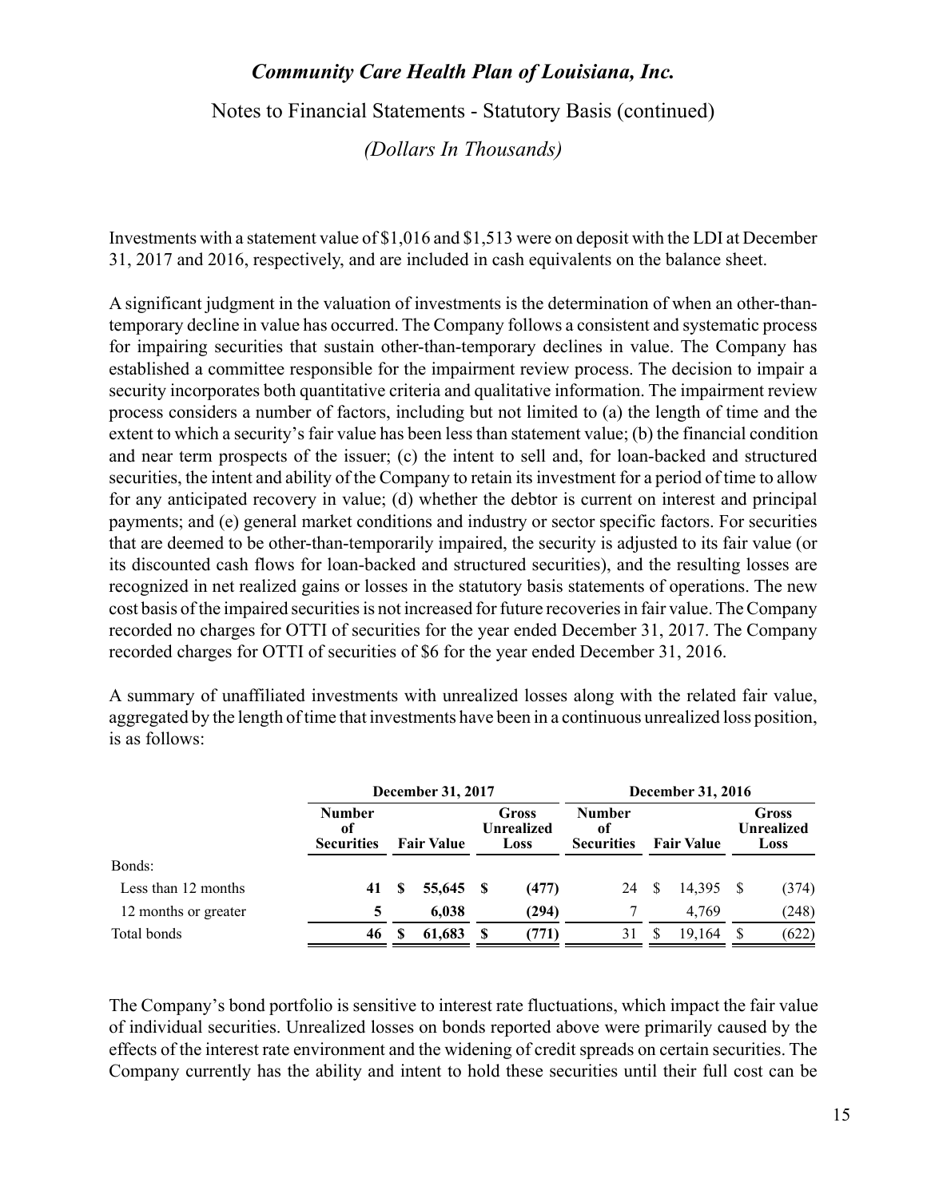Investments with a statement value of $1,016 and $1,513 were on deposit with the LDI at December 31, 2017 and 2016, respectively, and are included in cash equivalents on the balance sheet.

A significant judgment in the valuation of investments is the determination of when an other-than-temporary decline in value has occurred. The Company follows a consistent and systematic process for impairing securities that sustain other-than-temporary declines in value. The Company has established a committee responsible for the impairment review process. The decision to impair a security incorporates both quantitative criteria and qualitative information. The impairment review process considers a number of factors, including but not limited to (a) the length of time and the extent to which a security's fair value has been less than statement value; (b) the financial condition and near term prospects of the issuer; (c) the intent to sell and, for loan-backed and structured securities, the intent and ability of the Company to retain its investment for a period of time to allow for any anticipated recovery in value; (d) whether the debtor is current on interest and principal payments; and (e) general market conditions and industry or sector specific factors. For securities that are deemed to be other-than-temporarily impaired, the security is adjusted to its fair value (or its discounted cash flows for loan-backed and structured securities), and the resulting losses are recognized in net realized gains or losses in the statutory basis statements of operations. The new cost basis of the impaired securities is not increased for future recoveries in fair value. The Company recorded no charges for OTTI of securities for the year ended December 31, 2017. The Company recorded charges for OTTI of securities of $6 for the year ended December 31, 2016.

A summary of unaffiliated investments with unrealized losses along with the related fair value, aggregated by the length of time that investments have been in a continuous unrealized loss position, is as follows:

| | December 31, 2017 | | | December 31, 2016 | | |
|---|---|---|---|---|---|---|
| | Number of Securities | Fair Value | Gross Unrealized Loss | Number of Securities | Fair Value | Gross Unrealized Loss |
| Bonds: | | | | | | |
| Less than 12 months | **41** | **$ 55,645** | **$ (477)** | 24 | $ 14,395 | $ (374) |
| 12 months or greater | **5** | **6,038** | **(294)** | 7 | 4,769 | (248) |
| Total bonds | **46** | **$ 61,683** | **$ (771)** | 31 | $ 19,164 | $ (622) |

The Company's bond portfolio is sensitive to interest rate fluctuations, which impact the fair value of individual securities. Unrealized losses on bonds reported above were primarily caused by the effects of the interest rate environment and the widening of credit spreads on certain securities. The Company currently has the ability and intent to hold these securities until their full cost can be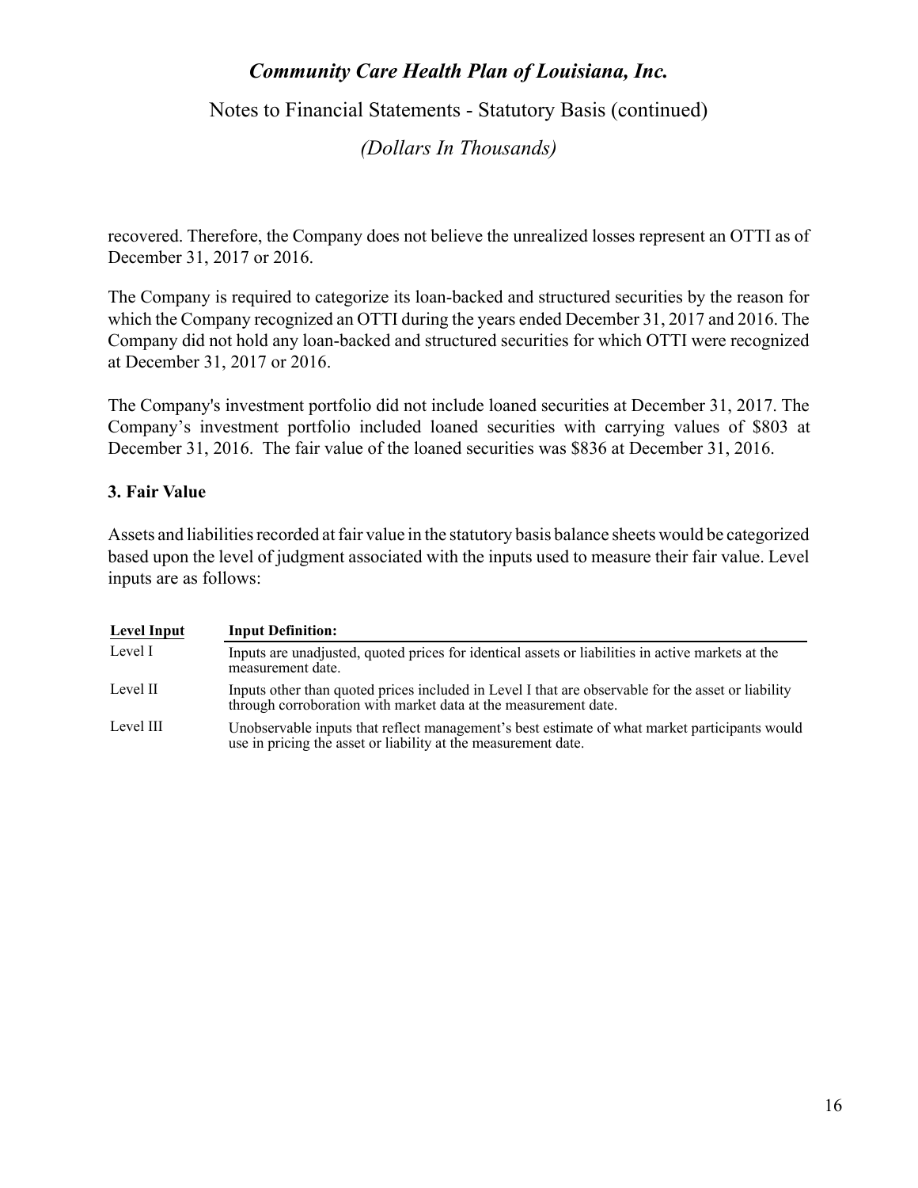recovered. Therefore, the Company does not believe the unrealized losses represent an OTTI as of December 31, 2017 or 2016.

The Company is required to categorize its loan-backed and structured securities by the reason for which the Company recognized an OTTI during the years ended December 31, 2017 and 2016. The Company did not hold any loan-backed and structured securities for which OTTI were recognized at December 31, 2017 or 2016.

The Company's investment portfolio did not include loaned securities at December 31, 2017. The Company's investment portfolio included loaned securities with carrying values of $803 at December 31, 2016. The fair value of the loaned securities was $836 at December 31, 2016.

### 3. Fair Value

Assets and liabilities recorded at fair value in the statutory basis balance sheets would be categorized based upon the level of judgment associated with the inputs used to measure their fair value. Level inputs are as follows:

| Level Input | Input Definition: |
|---|---|
| Level I | Inputs are unadjusted, quoted prices for identical assets or liabilities in active markets at the measurement date. |
| Level II | Inputs other than quoted prices included in Level I that are observable for the asset or liability through corroboration with market data at the measurement date. |
| Level III | Unobservable inputs that reflect management's best estimate of what market participants would use in pricing the asset or liability at the measurement date. |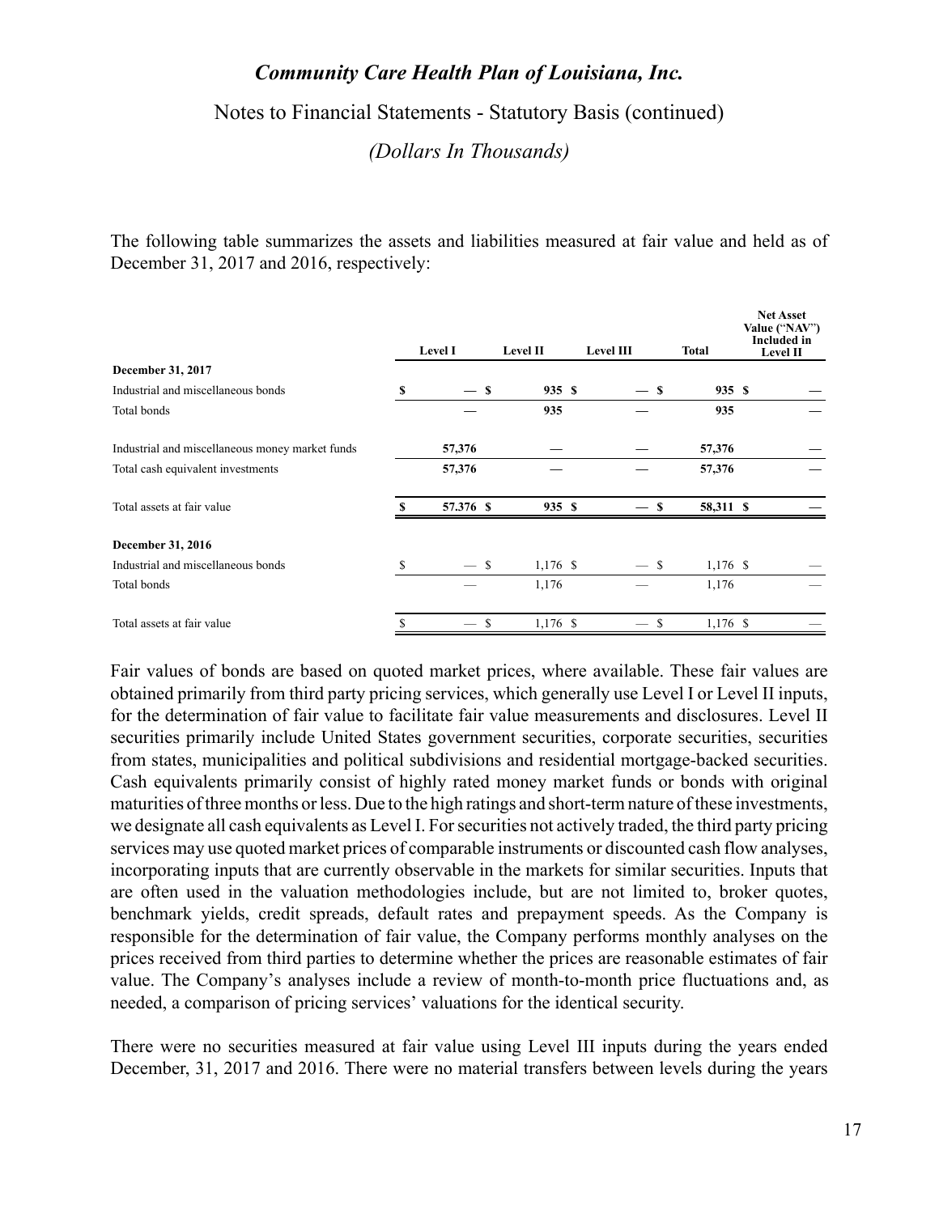The following table summarizes the assets and liabilities measured at fair value and held as of December 31, 2017 and 2016, respectively:

| | Level I | Level II | Level III | Total | Net Asset Value ("NAV") Included in Level II |
|---|---|---|---|---|---|
| **December 31, 2017** | | | | | |
| Industrial and miscellaneous bonds | $ — | $ 935 | $ — | $ 935 | $ — |
| Total bonds | — | 935 | — | 935 | — |
| Industrial and miscellaneous money market funds | 57,376 | — | — | 57,376 | — |
| Total cash equivalent investments | 57,376 | — | — | 57,376 | — |
| Total assets at fair value | $ 57,376 | $ 935 | $ — | $ 58,311 | $ — |
| **December 31, 2016** | | | | | |
| Industrial and miscellaneous bonds | $ — | $ 1,176 | $ — | $ 1,176 | $ — |
| Total bonds | — | 1,176 | — | 1,176 | — |
| Total assets at fair value | $ — | $ 1,176 | $ — | $ 1,176 | $ — |

Fair values of bonds are based on quoted market prices, where available. These fair values are obtained primarily from third party pricing services, which generally use Level I or Level II inputs, for the determination of fair value to facilitate fair value measurements and disclosures. Level II securities primarily include United States government securities, corporate securities, securities from states, municipalities and political subdivisions and residential mortgage-backed securities. Cash equivalents primarily consist of highly rated money market funds or bonds with original maturities of three months or less. Due to the high ratings and short-term nature of these investments, we designate all cash equivalents as Level I. For securities not actively traded, the third party pricing services may use quoted market prices of comparable instruments or discounted cash flow analyses, incorporating inputs that are currently observable in the markets for similar securities. Inputs that are often used in the valuation methodologies include, but are not limited to, broker quotes, benchmark yields, credit spreads, default rates and prepayment speeds. As the Company is responsible for the determination of fair value, the Company performs monthly analyses on the prices received from third parties to determine whether the prices are reasonable estimates of fair value. The Company's analyses include a review of month-to-month price fluctuations and, as needed, a comparison of pricing services' valuations for the identical security.

There were no securities measured at fair value using Level III inputs during the years ended December, 31, 2017 and 2016. There were no material transfers between levels during the years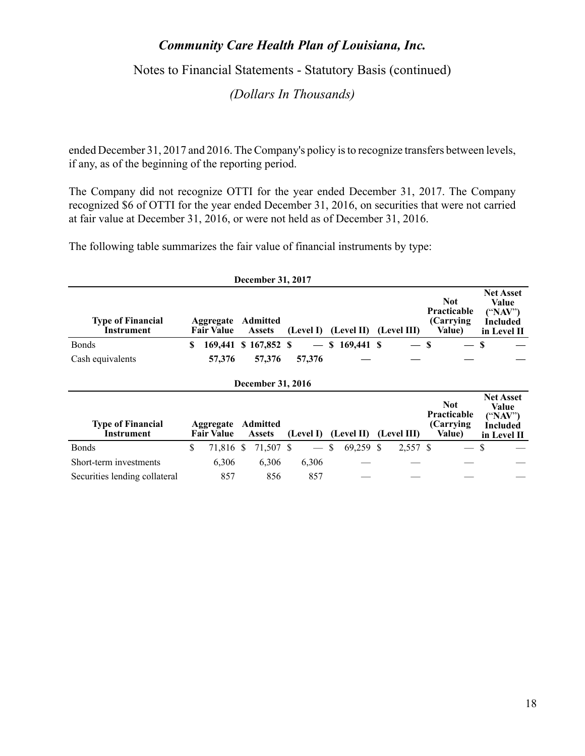ended December 31, 2017 and 2016. The Company's policy is to recognize transfers between levels, if any, as of the beginning of the reporting period.

The Company did not recognize OTTI for the year ended December 31, 2017. The Company recognized $6 of OTTI for the year ended December 31, 2016, on securities that were not carried at fair value at December 31, 2016, or were not held as of December 31, 2016.

The following table summarizes the fair value of financial instruments by type:

**December 31, 2017**

| Type of Financial Instrument | Aggregate Fair Value | Admitted Assets | (Level I) | (Level II) | (Level III) | Not Practicable (Carrying Value) | Net Asset Value ("NAV") Included in Level II |
|---|---|---|---|---|---|---|---|
| Bonds | $ 169,441 | $ 167,852 | $ — | $ 169,441 | $ — | $ — | $ — |
| Cash equivalents | 57,376 | 57,376 | 57,376 | — | — | — | — |

**December 31, 2016**

| Type of Financial Instrument | Aggregate Fair Value | Admitted Assets | (Level I) | (Level II) | (Level III) | Not Practicable (Carrying Value) | Net Asset Value ("NAV") Included in Level II |
|---|---|---|---|---|---|---|---|
| Bonds | $ 71,816 | $ 71,507 | $ — | $ 69,259 | $ 2,557 | $ — | $ — |
| Short-term investments | 6,306 | 6,306 | 6,306 | — | — | — | — |
| Securities lending collateral | 857 | 856 | 857 | — | — | — | — |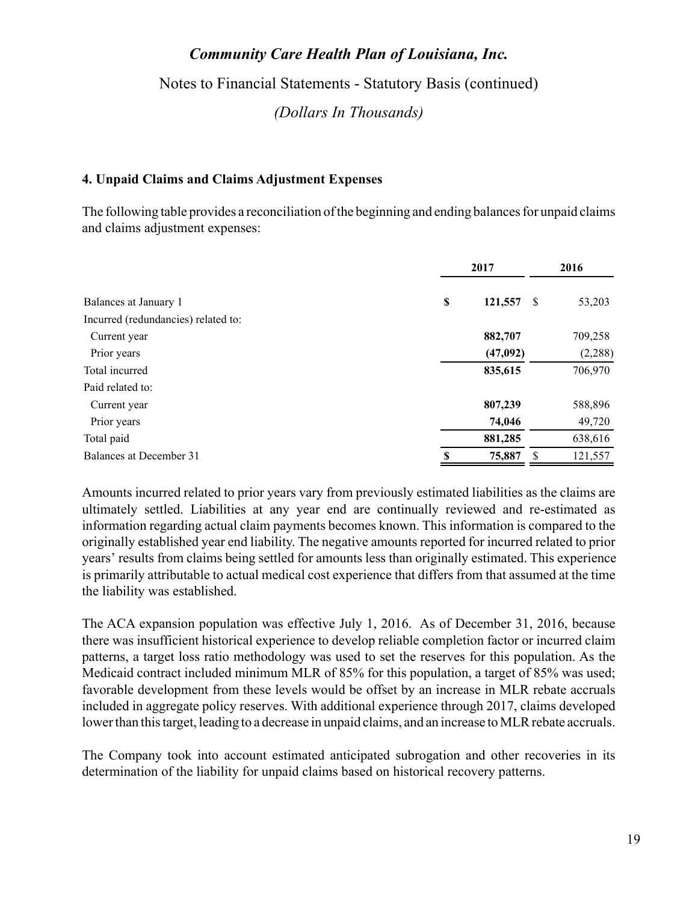# *Community Care Health Plan of Louisiana, Inc.*

Notes to Financial Statements - Statutory Basis (continued)

*(Dollars In Thousands)*

## 4. Unpaid Claims and Claims Adjustment Expenses

The following table provides a reconciliation of the beginning and ending balances for unpaid claims and claims adjustment expenses:

| | 2017 | 2016 |
|---|---|---|
| Balances at January 1 | **$ 121,557** | $ 53,203 |
| Incurred (redundancies) related to: | | |
| Current year | **882,707** | 709,258 |
| Prior years | **(47,092)** | (2,288) |
| Total incurred | **835,615** | 706,970 |
| Paid related to: | | |
| Current year | **807,239** | 588,896 |
| Prior years | **74,046** | 49,720 |
| Total paid | **881,285** | 638,616 |
| Balances at December 31 | **$ 75,887** | $ 121,557 |

Amounts incurred related to prior years vary from previously estimated liabilities as the claims are ultimately settled. Liabilities at any year end are continually reviewed and re-estimated as information regarding actual claim payments becomes known. This information is compared to the originally established year end liability. The negative amounts reported for incurred related to prior years' results from claims being settled for amounts less than originally estimated. This experience is primarily attributable to actual medical cost experience that differs from that assumed at the time the liability was established.

The ACA expansion population was effective July 1, 2016. As of December 31, 2016, because there was insufficient historical experience to develop reliable completion factor or incurred claim patterns, a target loss ratio methodology was used to set the reserves for this population. As the Medicaid contract included minimum MLR of 85% for this population, a target of 85% was used; favorable development from these levels would be offset by an increase in MLR rebate accruals included in aggregate policy reserves. With additional experience through 2017, claims developed lower than this target, leading to a decrease in unpaid claims, and an increase to MLR rebate accruals.

The Company took into account estimated anticipated subrogation and other recoveries in its determination of the liability for unpaid claims based on historical recovery patterns.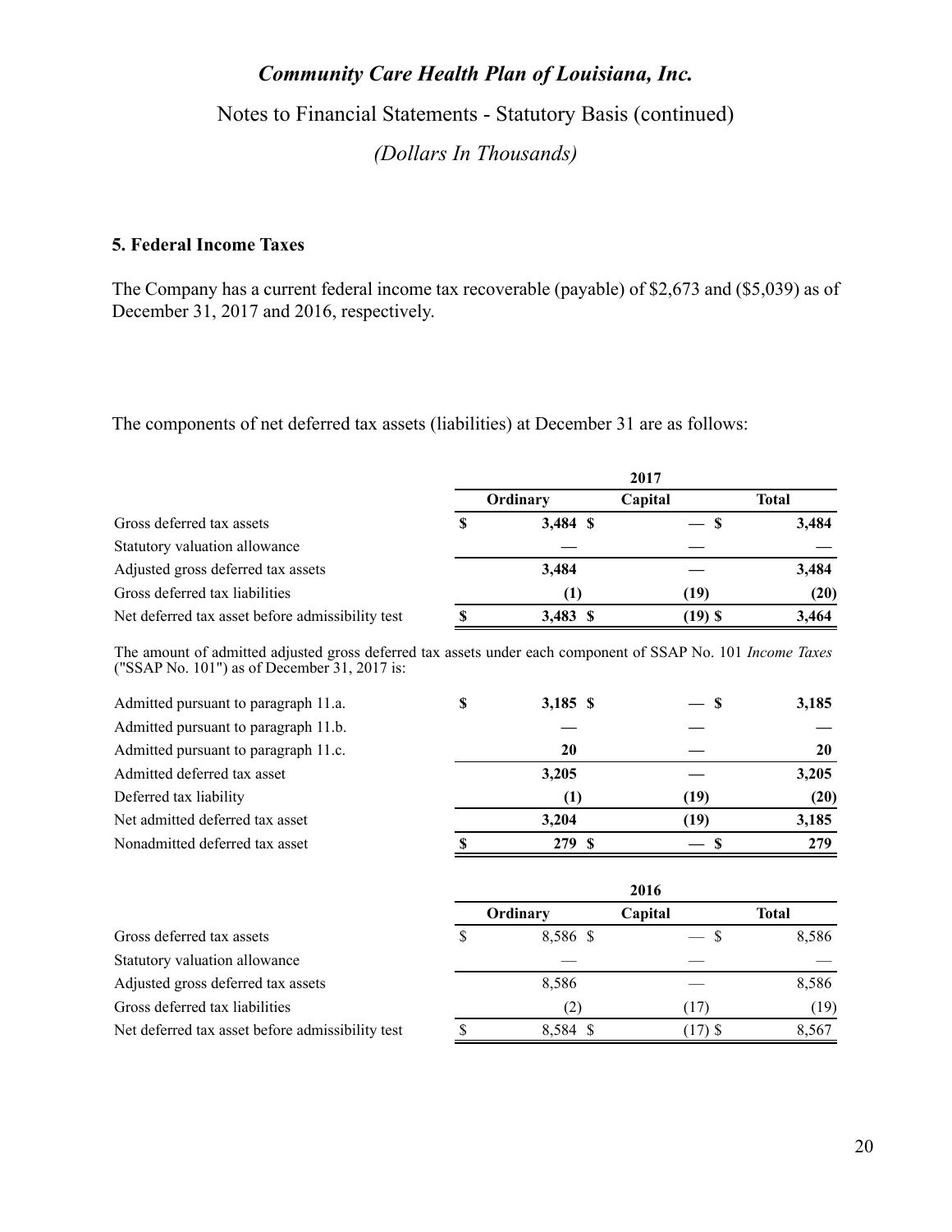# *Community Care Health Plan of Louisiana, Inc.*

Notes to Financial Statements - Statutory Basis (continued)

*(Dollars In Thousands)*

## 5. Federal Income Taxes

The Company has a current federal income tax recoverable (payable) of $2,673 and ($5,039) as of December 31, 2017 and 2016, respectively.

The components of net deferred tax assets (liabilities) at December 31 are as follows:

| | 2017 | | |
|---|---|---|---|
| | **Ordinary** | **Capital** | **Total** |
| Gross deferred tax assets | **$ 3,484** | **$ —** | **$ 3,484** |
| Statutory valuation allowance | **—** | **—** | **—** |
| Adjusted gross deferred tax assets | **3,484** | **—** | **3,484** |
| Gross deferred tax liabilities | **(1)** | **(19)** | **(20)** |
| Net deferred tax asset before admissibility test | **$ 3,483** | **$ (19)** | **$ 3,464** |

The amount of admitted adjusted gross deferred tax assets under each component of SSAP No. 101 *Income Taxes* ("SSAP No. 101") as of December 31, 2017 is:

| | Ordinary | Capital | Total |
|---|---|---|---|
| Admitted pursuant to paragraph 11.a. | **$ 3,185** | **$ —** | **$ 3,185** |
| Admitted pursuant to paragraph 11.b. | **—** | **—** | **—** |
| Admitted pursuant to paragraph 11.c. | **20** | **—** | **20** |
| Admitted deferred tax asset | **3,205** | **—** | **3,205** |
| Deferred tax liability | **(1)** | **(19)** | **(20)** |
| Net admitted deferred tax asset | **3,204** | **(19)** | **3,185** |
| Nonadmitted deferred tax asset | **$ 279** | **$ —** | **$ 279** |

| | 2016 | | |
|---|---|---|---|
| | **Ordinary** | **Capital** | **Total** |
| Gross deferred tax assets | $ 8,586 | $ — | $ 8,586 |
| Statutory valuation allowance | — | — | — |
| Adjusted gross deferred tax assets | 8,586 | — | 8,586 |
| Gross deferred tax liabilities | (2) | (17) | (19) |
| Net deferred tax asset before admissibility test | $ 8,584 | $ (17) | $ 8,567 |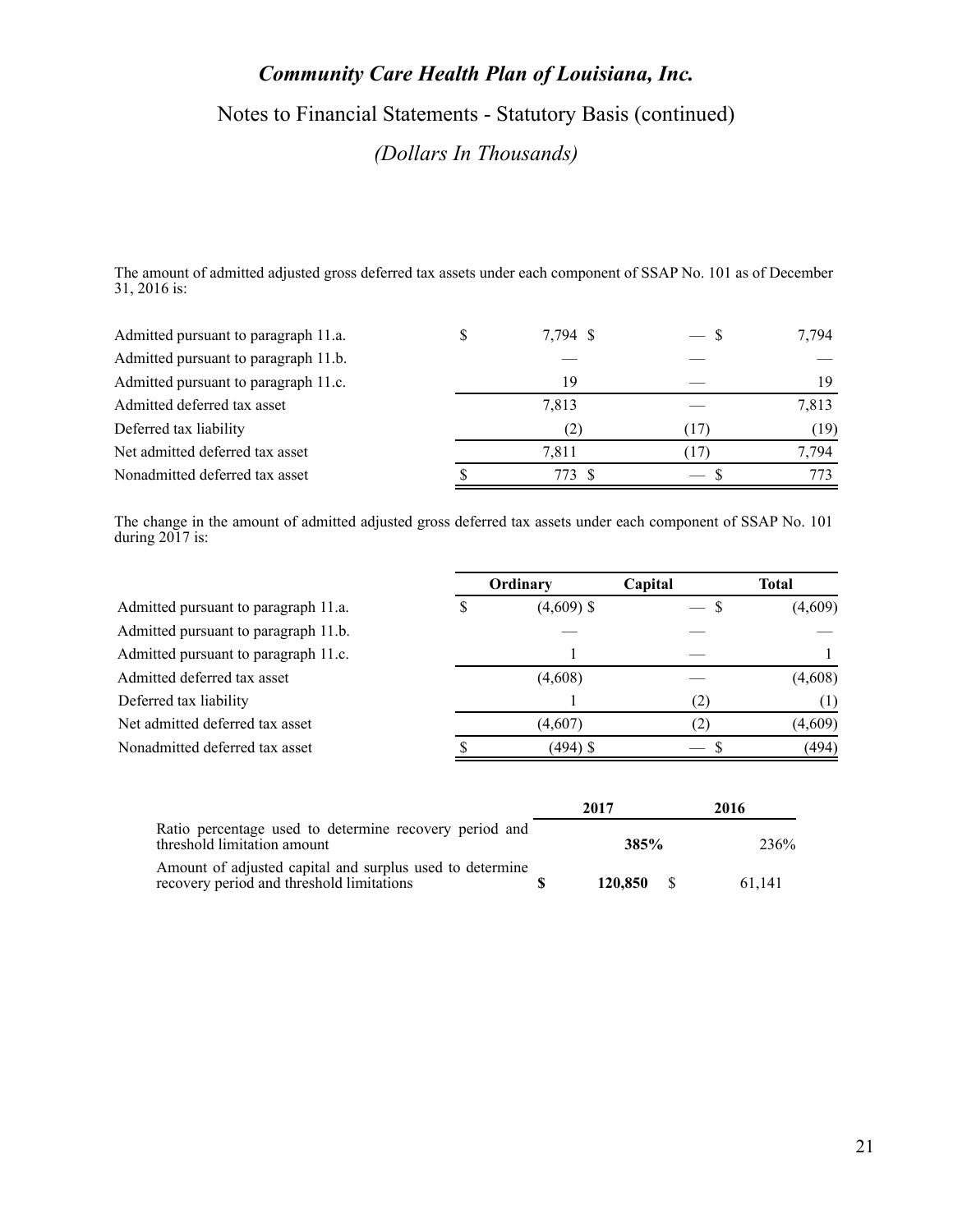The amount of admitted adjusted gross deferred tax assets under each component of SSAP No. 101 as of December 31, 2016 is:

| | Ordinary | Capital | Total |
|---|---|---|---|
| Admitted pursuant to paragraph 11.a. | $ 7,794 | $ — | $ 7,794 |
| Admitted pursuant to paragraph 11.b. | — | — | — |
| Admitted pursuant to paragraph 11.c. | 19 | — | 19 |
| Admitted deferred tax asset | 7,813 | — | 7,813 |
| Deferred tax liability | (2) | (17) | (19) |
| Net admitted deferred tax asset | 7,811 | (17) | 7,794 |
| Nonadmitted deferred tax asset | $ 773 | $ — | $ 773 |

The change in the amount of admitted adjusted gross deferred tax assets under each component of SSAP No. 101 during 2017 is:

| | Ordinary | Capital | Total |
|---|---|---|---|
| Admitted pursuant to paragraph 11.a. | $ (4,609) | $ — | $ (4,609) |
| Admitted pursuant to paragraph 11.b. | — | — | — |
| Admitted pursuant to paragraph 11.c. | 1 | — | 1 |
| Admitted deferred tax asset | (4,608) | — | (4,608) |
| Deferred tax liability | 1 | (2) | (1) |
| Net admitted deferred tax asset | (4,607) | (2) | (4,609) |
| Nonadmitted deferred tax asset | $ (494) | $ — | $ (494) |

| | 2017 | 2016 |
|---|---|---|
| Ratio percentage used to determine recovery period and threshold limitation amount | **385%** | 236% |
| Amount of adjusted capital and surplus used to determine recovery period and threshold limitations | **$ 120,850** | $ 61,141 |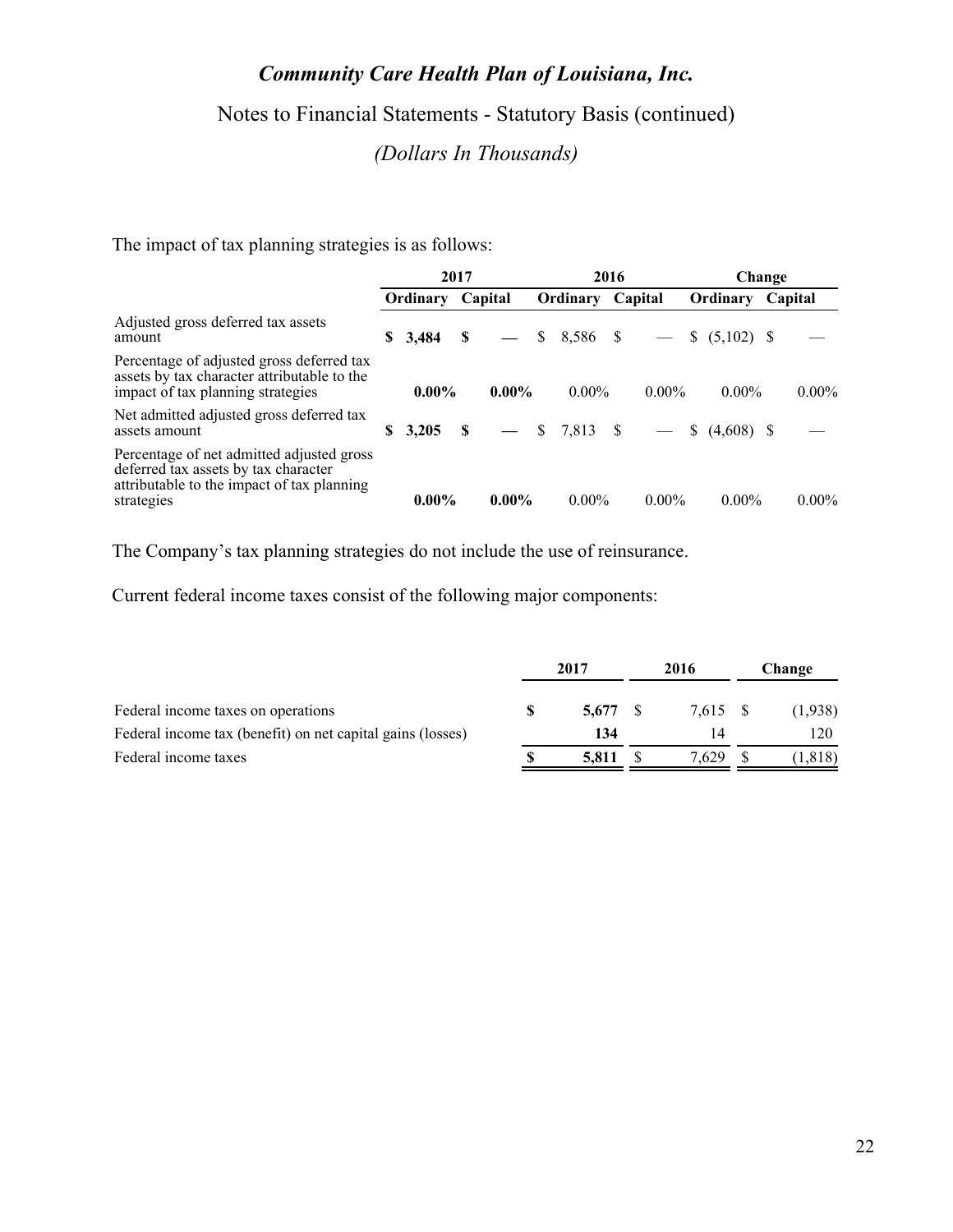# Community Care Health Plan of Louisiana, Inc.

## Notes to Financial Statements - Statutory Basis (continued)

### *(Dollars In Thousands)*

The impact of tax planning strategies is as follows:

| | 2017 | | 2016 | | Change | |
|---|---|---|---|---|---|---|
| | **Ordinary** | **Capital** | **Ordinary** | **Capital** | **Ordinary** | **Capital** |
| Adjusted gross deferred tax assets amount | **$ 3,484** | **$ —** | $ 8,586 | $ — | $ (5,102) | $ — |
| Percentage of adjusted gross deferred tax assets by tax character attributable to the impact of tax planning strategies | **0.00%** | **0.00%** | 0.00% | 0.00% | 0.00% | 0.00% |
| Net admitted adjusted gross deferred tax assets amount | **$ 3,205** | **$ —** | $ 7,813 | $ — | $ (4,608) | $ — |
| Percentage of net admitted adjusted gross deferred tax assets by tax character attributable to the impact of tax planning strategies | **0.00%** | **0.00%** | 0.00% | 0.00% | 0.00% | 0.00% |

The Company's tax planning strategies do not include the use of reinsurance.

Current federal income taxes consist of the following major components:

| | 2017 | 2016 | Change |
|---|---|---|---|
| Federal income taxes on operations | **$ 5,677** | $ 7,615 | $ (1,938) |
| Federal income tax (benefit) on net capital gains (losses) | **134** | 14 | 120 |
| Federal income taxes | **$ 5,811** | $ 7,629 | $ (1,818) |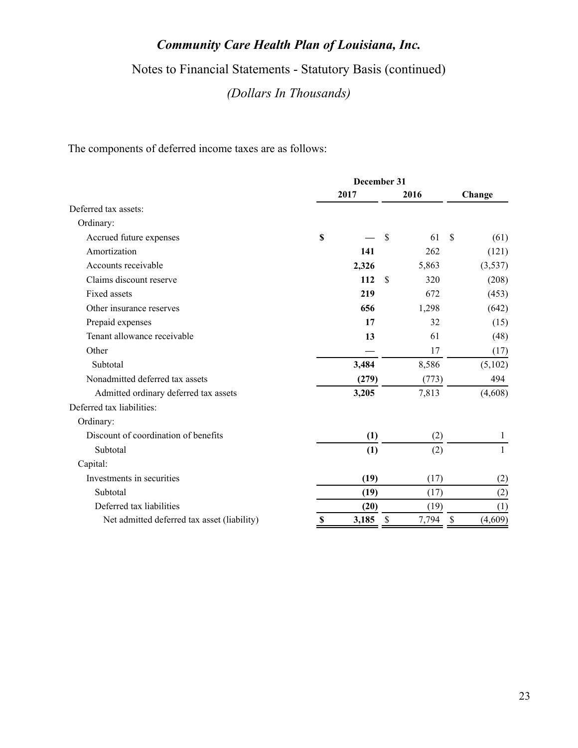# Community Care Health Plan of Louisiana, Inc.

## Notes to Financial Statements - Statutory Basis (continued)

### *(Dollars In Thousands)*

The components of deferred income taxes are as follows:

| | December 31 | | |
|---|---|---|---|
| | **2017** | **2016** | **Change** |
| Deferred tax assets: | | | |
| Ordinary: | | | |
| Accrued future expenses | **$ —** | $ 61 | $ (61) |
| Amortization | **141** | 262 | (121) |
| Accounts receivable | **2,326** | 5,863 | (3,537) |
| Claims discount reserve | **112** | $ 320 | (208) |
| Fixed assets | **219** | 672 | (453) |
| Other insurance reserves | **656** | 1,298 | (642) |
| Prepaid expenses | **17** | 32 | (15) |
| Tenant allowance receivable | **13** | 61 | (48) |
| Other | **—** | 17 | (17) |
| Subtotal | **3,484** | 8,586 | (5,102) |
| Nonadmitted deferred tax assets | **(279)** | (773) | 494 |
| Admitted ordinary deferred tax assets | **3,205** | 7,813 | (4,608) |
| Deferred tax liabilities: | | | |
| Ordinary: | | | |
| Discount of coordination of benefits | **(1)** | (2) | 1 |
| Subtotal | **(1)** | (2) | 1 |
| Capital: | | | |
| Investments in securities | **(19)** | (17) | (2) |
| Subtotal | **(19)** | (17) | (2) |
| Deferred tax liabilities | **(20)** | (19) | (1) |
| Net admitted deferred tax asset (liability) | **$ 3,185** | $ 7,794 | $ (4,609) |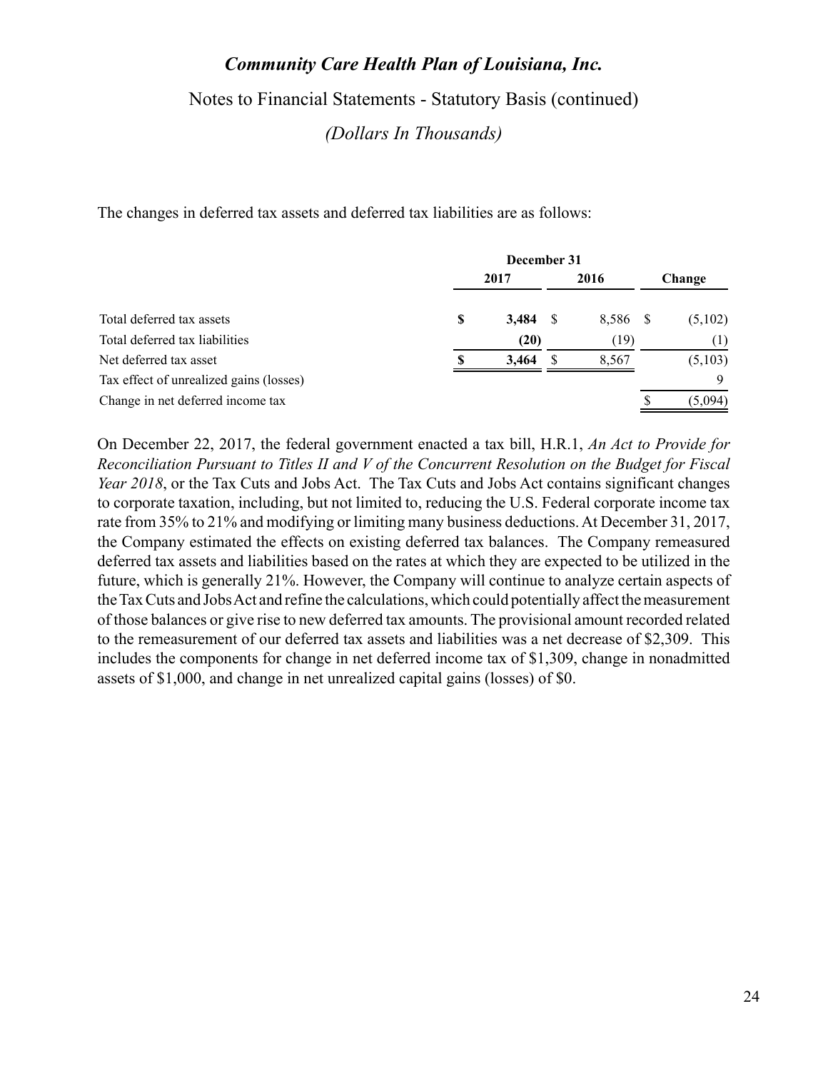The changes in deferred tax assets and deferred tax liabilities are as follows:

| | December 31 | | |
|---|---|---|---|
| | 2017 | 2016 | Change |
| Total deferred tax assets | **$ 3,484** | $ 8,586 | $ (5,102) |
| Total deferred tax liabilities | **(20)** | (19) | (1) |
| Net deferred tax asset | **$ 3,464** | $ 8,567 | (5,103) |
| Tax effect of unrealized gains (losses) | | | 9 |
| Change in net deferred income tax | | | $ (5,094) |

On December 22, 2017, the federal government enacted a tax bill, H.R.1, *An Act to Provide for Reconciliation Pursuant to Titles II and V of the Concurrent Resolution on the Budget for Fiscal Year 2018*, or the Tax Cuts and Jobs Act. The Tax Cuts and Jobs Act contains significant changes to corporate taxation, including, but not limited to, reducing the U.S. Federal corporate income tax rate from 35% to 21% and modifying or limiting many business deductions. At December 31, 2017, the Company estimated the effects on existing deferred tax balances. The Company remeasured deferred tax assets and liabilities based on the rates at which they are expected to be utilized in the future, which is generally 21%. However, the Company will continue to analyze certain aspects of the Tax Cuts and Jobs Act and refine the calculations, which could potentially affect the measurement of those balances or give rise to new deferred tax amounts. The provisional amount recorded related to the remeasurement of our deferred tax assets and liabilities was a net decrease of $2,309. This includes the components for change in net deferred income tax of $1,309, change in nonadmitted assets of $1,000, and change in net unrealized capital gains (losses) of $0.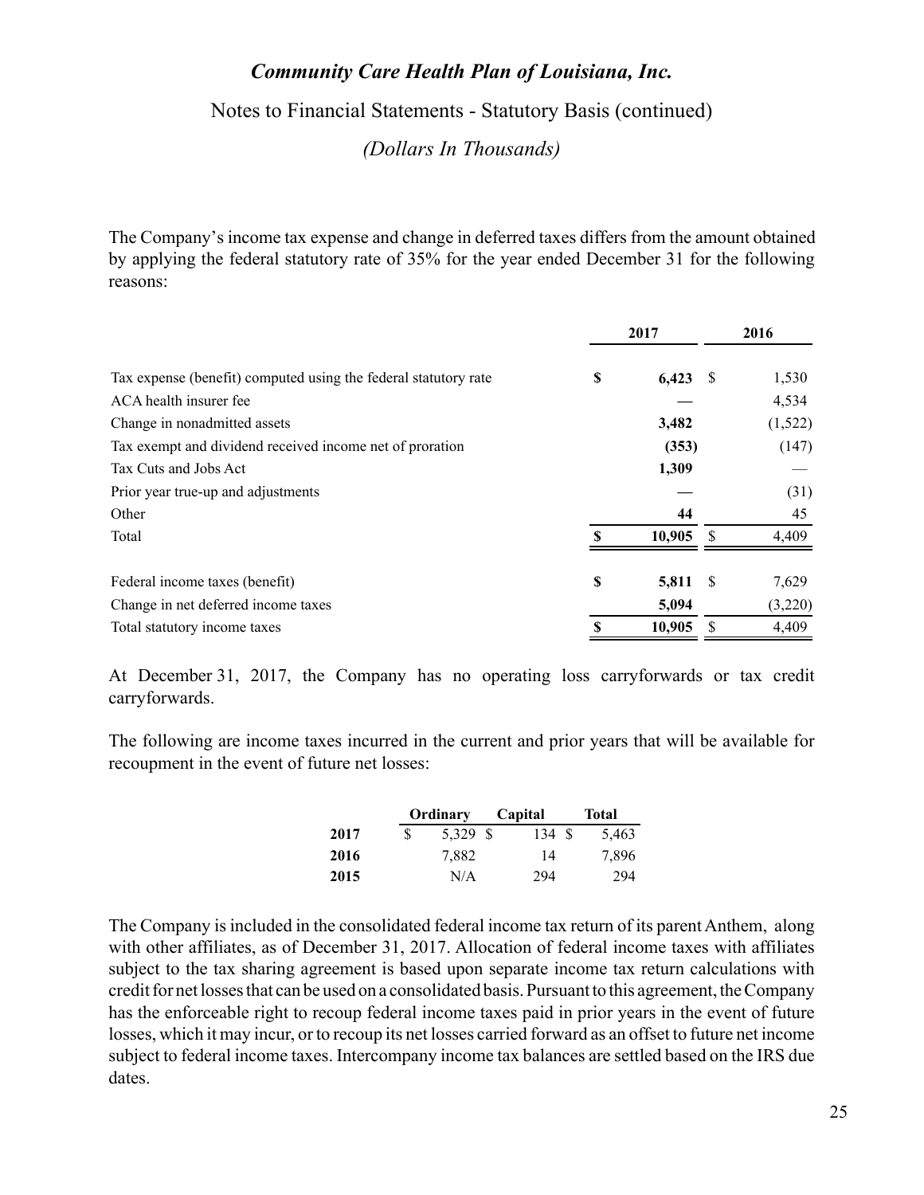The Company's income tax expense and change in deferred taxes differs from the amount obtained by applying the federal statutory rate of 35% for the year ended December 31 for the following reasons:

| | 2017 | 2016 |
|---|---|---|
| Tax expense (benefit) computed using the federal statutory rate | **$ 6,423** | $ 1,530 |
| ACA health insurer fee | **—** | 4,534 |
| Change in nonadmitted assets | **3,482** | (1,522) |
| Tax exempt and dividend received income net of proration | **(353)** | (147) |
| Tax Cuts and Jobs Act | **1,309** | — |
| Prior year true-up and adjustments | **—** | (31) |
| Other | **44** | 45 |
| Total | **$ 10,905** | $ 4,409 |
| | | |
| Federal income taxes (benefit) | **$ 5,811** | $ 7,629 |
| Change in net deferred income taxes | **5,094** | (3,220) |
| Total statutory income taxes | **$ 10,905** | $ 4,409 |

At December 31, 2017, the Company has no operating loss carryforwards or tax credit carryforwards.

The following are income taxes incurred in the current and prior years that will be available for recoupment in the event of future net losses:

| | Ordinary | Capital | Total |
|---|---|---|---|
| **2017** | $ 5,329 | $ 134 | $ 5,463 |
| **2016** | 7,882 | 14 | 7,896 |
| **2015** | N/A | 294 | 294 |

The Company is included in the consolidated federal income tax return of its parent Anthem, along with other affiliates, as of December 31, 2017. Allocation of federal income taxes with affiliates subject to the tax sharing agreement is based upon separate income tax return calculations with credit for net losses that can be used on a consolidated basis. Pursuant to this agreement, the Company has the enforceable right to recoup federal income taxes paid in prior years in the event of future losses, which it may incur, or to recoup its net losses carried forward as an offset to future net income subject to federal income taxes. Intercompany income tax balances are settled based on the IRS due dates.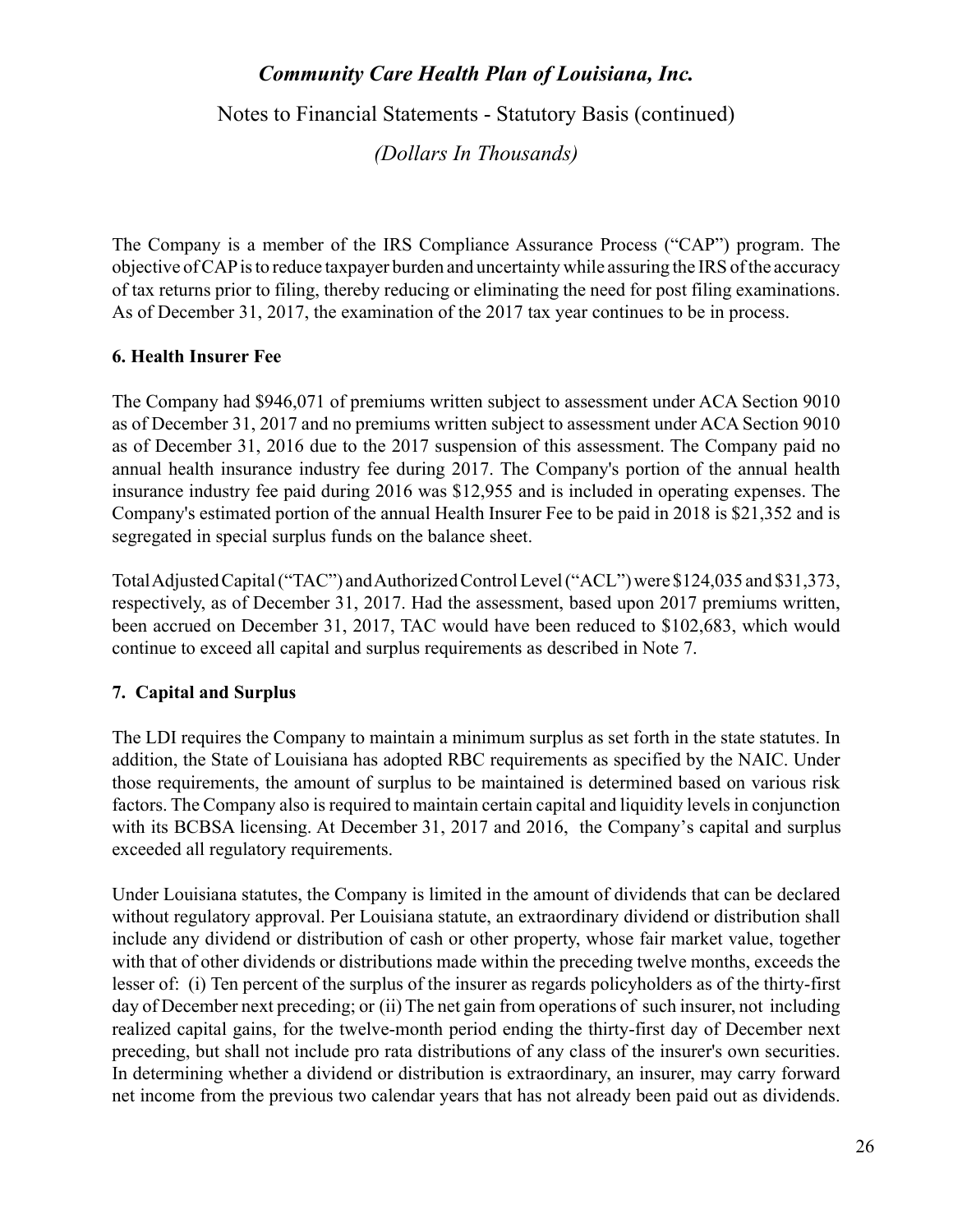The Company is a member of the IRS Compliance Assurance Process ("CAP") program. The objective of CAP is to reduce taxpayer burden and uncertainty while assuring the IRS of the accuracy of tax returns prior to filing, thereby reducing or eliminating the need for post filing examinations. As of December 31, 2017, the examination of the 2017 tax year continues to be in process.

## 6. Health Insurer Fee

The Company had $946,071 of premiums written subject to assessment under ACA Section 9010 as of December 31, 2017 and no premiums written subject to assessment under ACA Section 9010 as of December 31, 2016 due to the 2017 suspension of this assessment. The Company paid no annual health insurance industry fee during 2017. The Company's portion of the annual health insurance industry fee paid during 2016 was $12,955 and is included in operating expenses. The Company's estimated portion of the annual Health Insurer Fee to be paid in 2018 is $21,352 and is segregated in special surplus funds on the balance sheet.

Total Adjusted Capital ("TAC") and Authorized Control Level ("ACL") were $124,035 and $31,373, respectively, as of December 31, 2017. Had the assessment, based upon 2017 premiums written, been accrued on December 31, 2017, TAC would have been reduced to $102,683, which would continue to exceed all capital and surplus requirements as described in Note 7.

## 7. Capital and Surplus

The LDI requires the Company to maintain a minimum surplus as set forth in the state statutes. In addition, the State of Louisiana has adopted RBC requirements as specified by the NAIC. Under those requirements, the amount of surplus to be maintained is determined based on various risk factors. The Company also is required to maintain certain capital and liquidity levels in conjunction with its BCBSA licensing. At December 31, 2017 and 2016, the Company's capital and surplus exceeded all regulatory requirements.

Under Louisiana statutes, the Company is limited in the amount of dividends that can be declared without regulatory approval. Per Louisiana statute, an extraordinary dividend or distribution shall include any dividend or distribution of cash or other property, whose fair market value, together with that of other dividends or distributions made within the preceding twelve months, exceeds the lesser of: (i) Ten percent of the surplus of the insurer as regards policyholders as of the thirty-first day of December next preceding; or (ii) The net gain from operations of such insurer, not including realized capital gains, for the twelve-month period ending the thirty-first day of December next preceding, but shall not include pro rata distributions of any class of the insurer's own securities. In determining whether a dividend or distribution is extraordinary, an insurer, may carry forward net income from the previous two calendar years that has not already been paid out as dividends.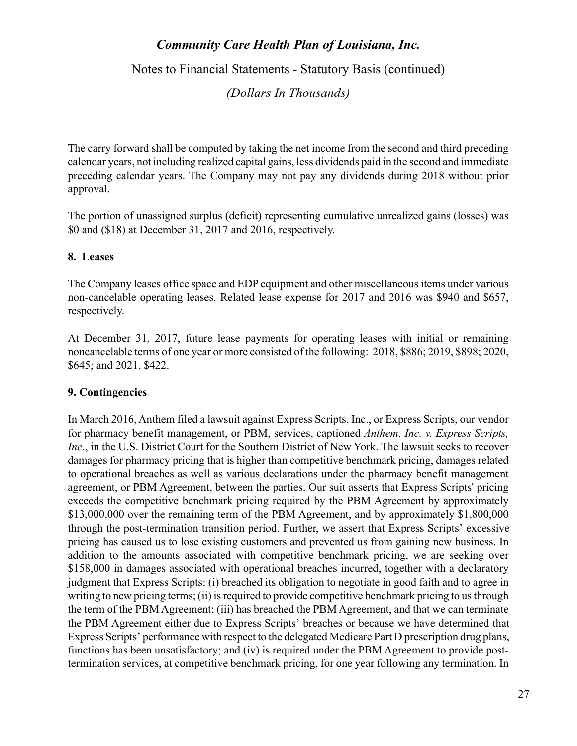The carry forward shall be computed by taking the net income from the second and third preceding calendar years, not including realized capital gains, less dividends paid in the second and immediate preceding calendar years. The Company may not pay any dividends during 2018 without prior approval.

The portion of unassigned surplus (deficit) representing cumulative unrealized gains (losses) was $0 and ($18) at December 31, 2017 and 2016, respectively.

## 8. Leases

The Company leases office space and EDP equipment and other miscellaneous items under various non-cancelable operating leases. Related lease expense for 2017 and 2016 was $940 and $657, respectively.

At December 31, 2017, future lease payments for operating leases with initial or remaining noncancelable terms of one year or more consisted of the following: 2018, $886; 2019, $898; 2020, $645; and 2021, $422.

## 9. Contingencies

In March 2016, Anthem filed a lawsuit against Express Scripts, Inc., or Express Scripts, our vendor for pharmacy benefit management, or PBM, services, captioned *Anthem, Inc. v. Express Scripts, Inc*., in the U.S. District Court for the Southern District of New York. The lawsuit seeks to recover damages for pharmacy pricing that is higher than competitive benchmark pricing, damages related to operational breaches as well as various declarations under the pharmacy benefit management agreement, or PBM Agreement, between the parties. Our suit asserts that Express Scripts' pricing exceeds the competitive benchmark pricing required by the PBM Agreement by approximately $13,000,000 over the remaining term of the PBM Agreement, and by approximately $1,800,000 through the post-termination transition period. Further, we assert that Express Scripts' excessive pricing has caused us to lose existing customers and prevented us from gaining new business. In addition to the amounts associated with competitive benchmark pricing, we are seeking over $158,000 in damages associated with operational breaches incurred, together with a declaratory judgment that Express Scripts: (i) breached its obligation to negotiate in good faith and to agree in writing to new pricing terms; (ii) is required to provide competitive benchmark pricing to us through the term of the PBM Agreement; (iii) has breached the PBM Agreement, and that we can terminate the PBM Agreement either due to Express Scripts' breaches or because we have determined that Express Scripts' performance with respect to the delegated Medicare Part D prescription drug plans, functions has been unsatisfactory; and (iv) is required under the PBM Agreement to provide post-termination services, at competitive benchmark pricing, for one year following any termination. In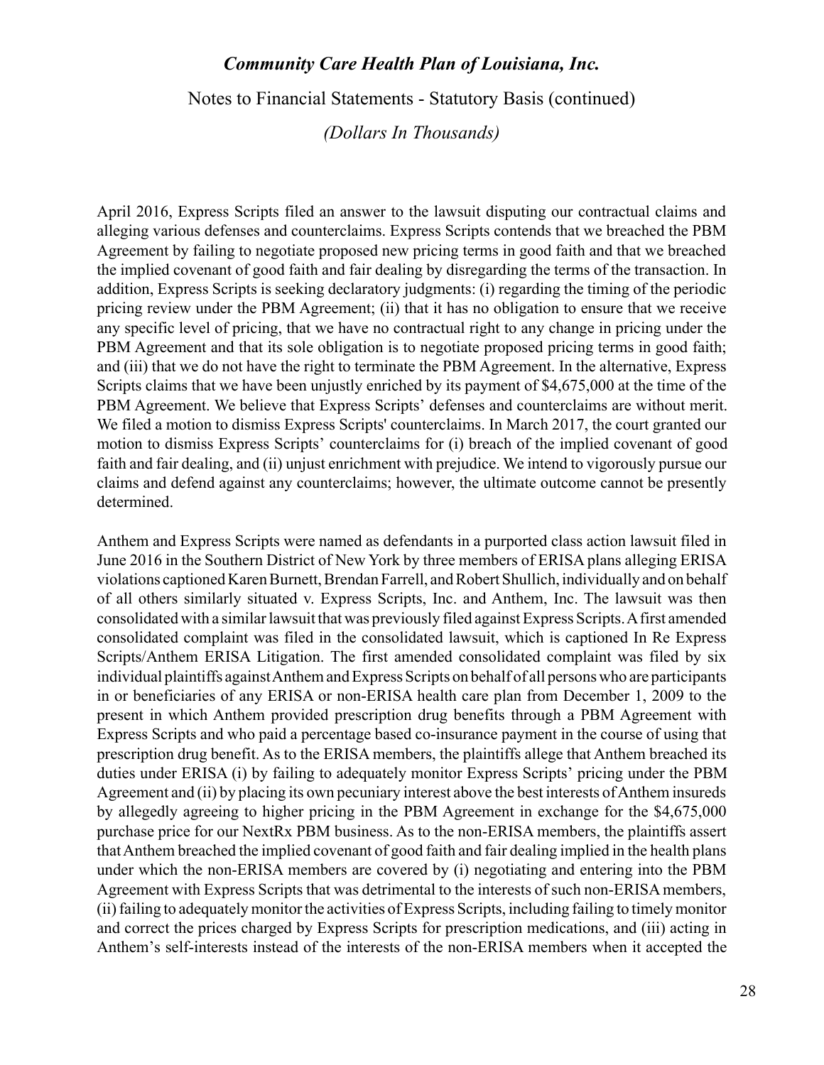April 2016, Express Scripts filed an answer to the lawsuit disputing our contractual claims and alleging various defenses and counterclaims. Express Scripts contends that we breached the PBM Agreement by failing to negotiate proposed new pricing terms in good faith and that we breached the implied covenant of good faith and fair dealing by disregarding the terms of the transaction. In addition, Express Scripts is seeking declaratory judgments: (i) regarding the timing of the periodic pricing review under the PBM Agreement; (ii) that it has no obligation to ensure that we receive any specific level of pricing, that we have no contractual right to any change in pricing under the PBM Agreement and that its sole obligation is to negotiate proposed pricing terms in good faith; and (iii) that we do not have the right to terminate the PBM Agreement. In the alternative, Express Scripts claims that we have been unjustly enriched by its payment of $4,675,000 at the time of the PBM Agreement. We believe that Express Scripts' defenses and counterclaims are without merit. We filed a motion to dismiss Express Scripts' counterclaims. In March 2017, the court granted our motion to dismiss Express Scripts' counterclaims for (i) breach of the implied covenant of good faith and fair dealing, and (ii) unjust enrichment with prejudice. We intend to vigorously pursue our claims and defend against any counterclaims; however, the ultimate outcome cannot be presently determined.

Anthem and Express Scripts were named as defendants in a purported class action lawsuit filed in June 2016 in the Southern District of New York by three members of ERISA plans alleging ERISA violations captioned Karen Burnett, Brendan Farrell, and Robert Shullich, individually and on behalf of all others similarly situated v. Express Scripts, Inc. and Anthem, Inc. The lawsuit was then consolidated with a similar lawsuit that was previously filed against Express Scripts. A first amended consolidated complaint was filed in the consolidated lawsuit, which is captioned In Re Express Scripts/Anthem ERISA Litigation. The first amended consolidated complaint was filed by six individual plaintiffs against Anthem and Express Scripts on behalf of all persons who are participants in or beneficiaries of any ERISA or non-ERISA health care plan from December 1, 2009 to the present in which Anthem provided prescription drug benefits through a PBM Agreement with Express Scripts and who paid a percentage based co-insurance payment in the course of using that prescription drug benefit. As to the ERISA members, the plaintiffs allege that Anthem breached its duties under ERISA (i) by failing to adequately monitor Express Scripts' pricing under the PBM Agreement and (ii) by placing its own pecuniary interest above the best interests of Anthem insureds by allegedly agreeing to higher pricing in the PBM Agreement in exchange for the $4,675,000 purchase price for our NextRx PBM business. As to the non-ERISA members, the plaintiffs assert that Anthem breached the implied covenant of good faith and fair dealing implied in the health plans under which the non-ERISA members are covered by (i) negotiating and entering into the PBM Agreement with Express Scripts that was detrimental to the interests of such non-ERISA members, (ii) failing to adequately monitor the activities of Express Scripts, including failing to timely monitor and correct the prices charged by Express Scripts for prescription medications, and (iii) acting in Anthem's self-interests instead of the interests of the non-ERISA members when it accepted the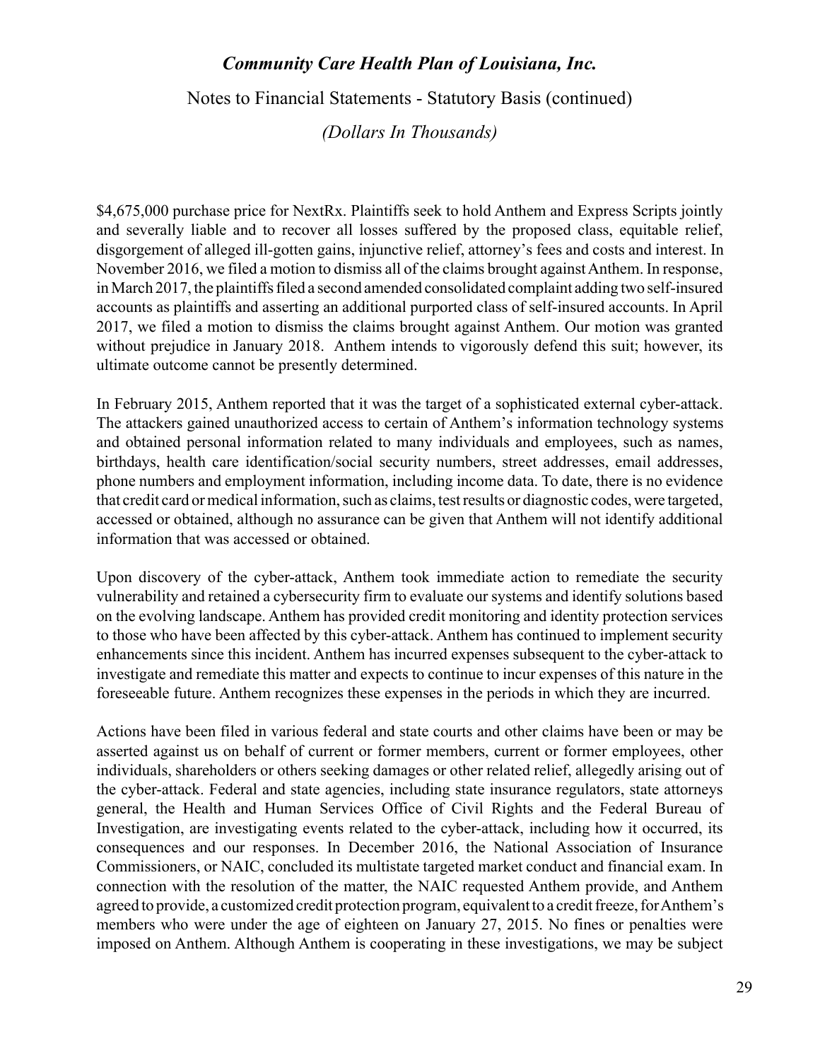$4,675,000 purchase price for NextRx. Plaintiffs seek to hold Anthem and Express Scripts jointly and severally liable and to recover all losses suffered by the proposed class, equitable relief, disgorgement of alleged ill-gotten gains, injunctive relief, attorney's fees and costs and interest. In November 2016, we filed a motion to dismiss all of the claims brought against Anthem. In response, in March 2017, the plaintiffs filed a second amended consolidated complaint adding two self-insured accounts as plaintiffs and asserting an additional purported class of self-insured accounts. In April 2017, we filed a motion to dismiss the claims brought against Anthem. Our motion was granted without prejudice in January 2018. Anthem intends to vigorously defend this suit; however, its ultimate outcome cannot be presently determined.

In February 2015, Anthem reported that it was the target of a sophisticated external cyber-attack. The attackers gained unauthorized access to certain of Anthem's information technology systems and obtained personal information related to many individuals and employees, such as names, birthdays, health care identification/social security numbers, street addresses, email addresses, phone numbers and employment information, including income data. To date, there is no evidence that credit card or medical information, such as claims, test results or diagnostic codes, were targeted, accessed or obtained, although no assurance can be given that Anthem will not identify additional information that was accessed or obtained.

Upon discovery of the cyber-attack, Anthem took immediate action to remediate the security vulnerability and retained a cybersecurity firm to evaluate our systems and identify solutions based on the evolving landscape. Anthem has provided credit monitoring and identity protection services to those who have been affected by this cyber-attack. Anthem has continued to implement security enhancements since this incident. Anthem has incurred expenses subsequent to the cyber-attack to investigate and remediate this matter and expects to continue to incur expenses of this nature in the foreseeable future. Anthem recognizes these expenses in the periods in which they are incurred.

Actions have been filed in various federal and state courts and other claims have been or may be asserted against us on behalf of current or former members, current or former employees, other individuals, shareholders or others seeking damages or other related relief, allegedly arising out of the cyber-attack. Federal and state agencies, including state insurance regulators, state attorneys general, the Health and Human Services Office of Civil Rights and the Federal Bureau of Investigation, are investigating events related to the cyber-attack, including how it occurred, its consequences and our responses. In December 2016, the National Association of Insurance Commissioners, or NAIC, concluded its multistate targeted market conduct and financial exam. In connection with the resolution of the matter, the NAIC requested Anthem provide, and Anthem agreed to provide, a customized credit protection program, equivalent to a credit freeze, for Anthem's members who were under the age of eighteen on January 27, 2015. No fines or penalties were imposed on Anthem. Although Anthem is cooperating in these investigations, we may be subject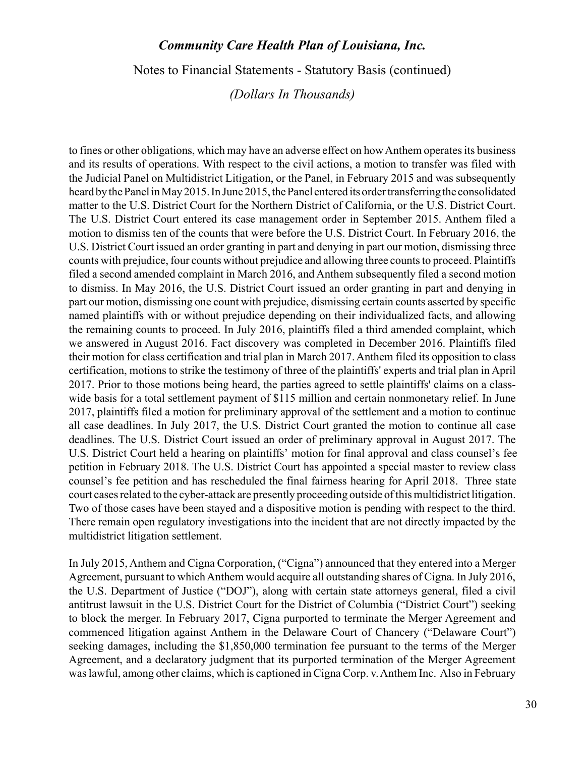to fines or other obligations, which may have an adverse effect on how Anthem operates its business and its results of operations. With respect to the civil actions, a motion to transfer was filed with the Judicial Panel on Multidistrict Litigation, or the Panel, in February 2015 and was subsequently heard by the Panel in May 2015. In June 2015, the Panel entered its order transferring the consolidated matter to the U.S. District Court for the Northern District of California, or the U.S. District Court. The U.S. District Court entered its case management order in September 2015. Anthem filed a motion to dismiss ten of the counts that were before the U.S. District Court. In February 2016, the U.S. District Court issued an order granting in part and denying in part our motion, dismissing three counts with prejudice, four counts without prejudice and allowing three counts to proceed. Plaintiffs filed a second amended complaint in March 2016, and Anthem subsequently filed a second motion to dismiss. In May 2016, the U.S. District Court issued an order granting in part and denying in part our motion, dismissing one count with prejudice, dismissing certain counts asserted by specific named plaintiffs with or without prejudice depending on their individualized facts, and allowing the remaining counts to proceed. In July 2016, plaintiffs filed a third amended complaint, which we answered in August 2016. Fact discovery was completed in December 2016. Plaintiffs filed their motion for class certification and trial plan in March 2017. Anthem filed its opposition to class certification, motions to strike the testimony of three of the plaintiffs' experts and trial plan in April 2017. Prior to those motions being heard, the parties agreed to settle plaintiffs' claims on a class-wide basis for a total settlement payment of \$115 million and certain nonmonetary relief. In June 2017, plaintiffs filed a motion for preliminary approval of the settlement and a motion to continue all case deadlines. In July 2017, the U.S. District Court granted the motion to continue all case deadlines. The U.S. District Court issued an order of preliminary approval in August 2017. The U.S. District Court held a hearing on plaintiffs' motion for final approval and class counsel's fee petition in February 2018. The U.S. District Court has appointed a special master to review class counsel's fee petition and has rescheduled the final fairness hearing for April 2018. Three state court cases related to the cyber-attack are presently proceeding outside of this multidistrict litigation. Two of those cases have been stayed and a dispositive motion is pending with respect to the third. There remain open regulatory investigations into the incident that are not directly impacted by the multidistrict litigation settlement.

In July 2015, Anthem and Cigna Corporation, ("Cigna") announced that they entered into a Merger Agreement, pursuant to which Anthem would acquire all outstanding shares of Cigna. In July 2016, the U.S. Department of Justice ("DOJ"), along with certain state attorneys general, filed a civil antitrust lawsuit in the U.S. District Court for the District of Columbia ("District Court") seeking to block the merger. In February 2017, Cigna purported to terminate the Merger Agreement and commenced litigation against Anthem in the Delaware Court of Chancery ("Delaware Court") seeking damages, including the \$1,850,000 termination fee pursuant to the terms of the Merger Agreement, and a declaratory judgment that its purported termination of the Merger Agreement was lawful, among other claims, which is captioned in Cigna Corp. v. Anthem Inc. Also in February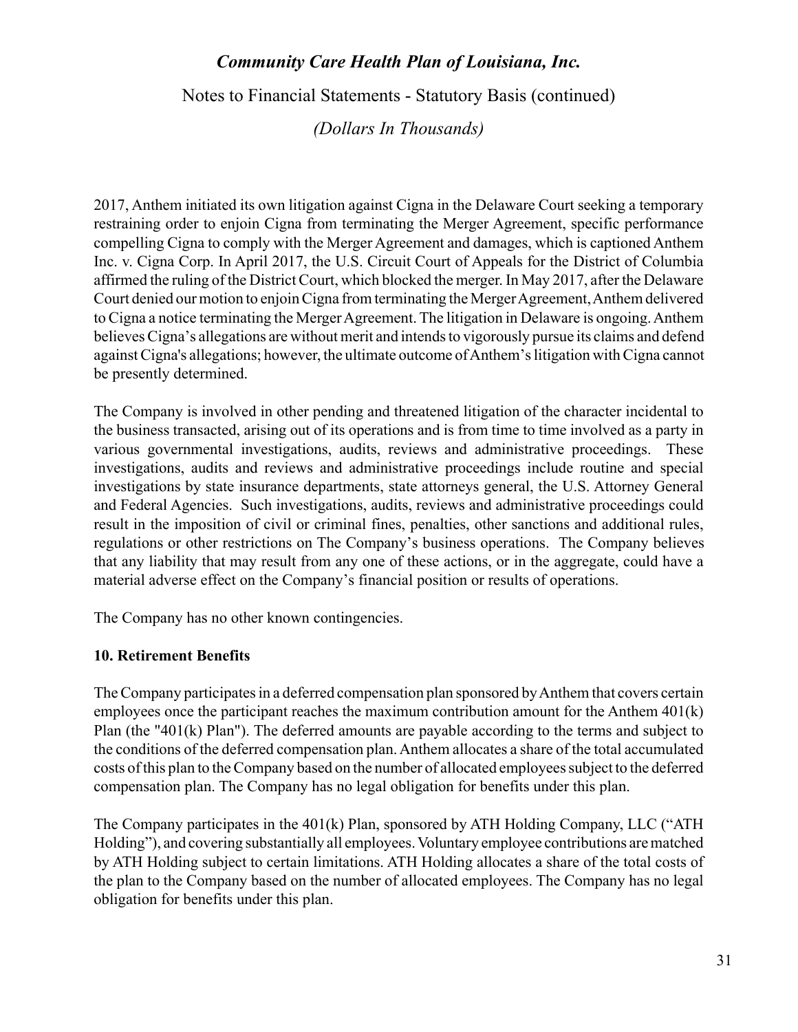2017, Anthem initiated its own litigation against Cigna in the Delaware Court seeking a temporary restraining order to enjoin Cigna from terminating the Merger Agreement, specific performance compelling Cigna to comply with the Merger Agreement and damages, which is captioned Anthem Inc. v. Cigna Corp. In April 2017, the U.S. Circuit Court of Appeals for the District of Columbia affirmed the ruling of the District Court, which blocked the merger. In May 2017, after the Delaware Court denied our motion to enjoin Cigna from terminating the Merger Agreement, Anthem delivered to Cigna a notice terminating the Merger Agreement. The litigation in Delaware is ongoing. Anthem believes Cigna's allegations are without merit and intends to vigorously pursue its claims and defend against Cigna's allegations; however, the ultimate outcome of Anthem's litigation with Cigna cannot be presently determined.

The Company is involved in other pending and threatened litigation of the character incidental to the business transacted, arising out of its operations and is from time to time involved as a party in various governmental investigations, audits, reviews and administrative proceedings. These investigations, audits and reviews and administrative proceedings include routine and special investigations by state insurance departments, state attorneys general, the U.S. Attorney General and Federal Agencies. Such investigations, audits, reviews and administrative proceedings could result in the imposition of civil or criminal fines, penalties, other sanctions and additional rules, regulations or other restrictions on The Company's business operations. The Company believes that any liability that may result from any one of these actions, or in the aggregate, could have a material adverse effect on the Company's financial position or results of operations.

The Company has no other known contingencies.

## 10. Retirement Benefits

The Company participates in a deferred compensation plan sponsored by Anthem that covers certain employees once the participant reaches the maximum contribution amount for the Anthem 401(k) Plan (the "401(k) Plan"). The deferred amounts are payable according to the terms and subject to the conditions of the deferred compensation plan. Anthem allocates a share of the total accumulated costs of this plan to the Company based on the number of allocated employees subject to the deferred compensation plan. The Company has no legal obligation for benefits under this plan.

The Company participates in the 401(k) Plan, sponsored by ATH Holding Company, LLC ("ATH Holding"), and covering substantially all employees. Voluntary employee contributions are matched by ATH Holding subject to certain limitations. ATH Holding allocates a share of the total costs of the plan to the Company based on the number of allocated employees. The Company has no legal obligation for benefits under this plan.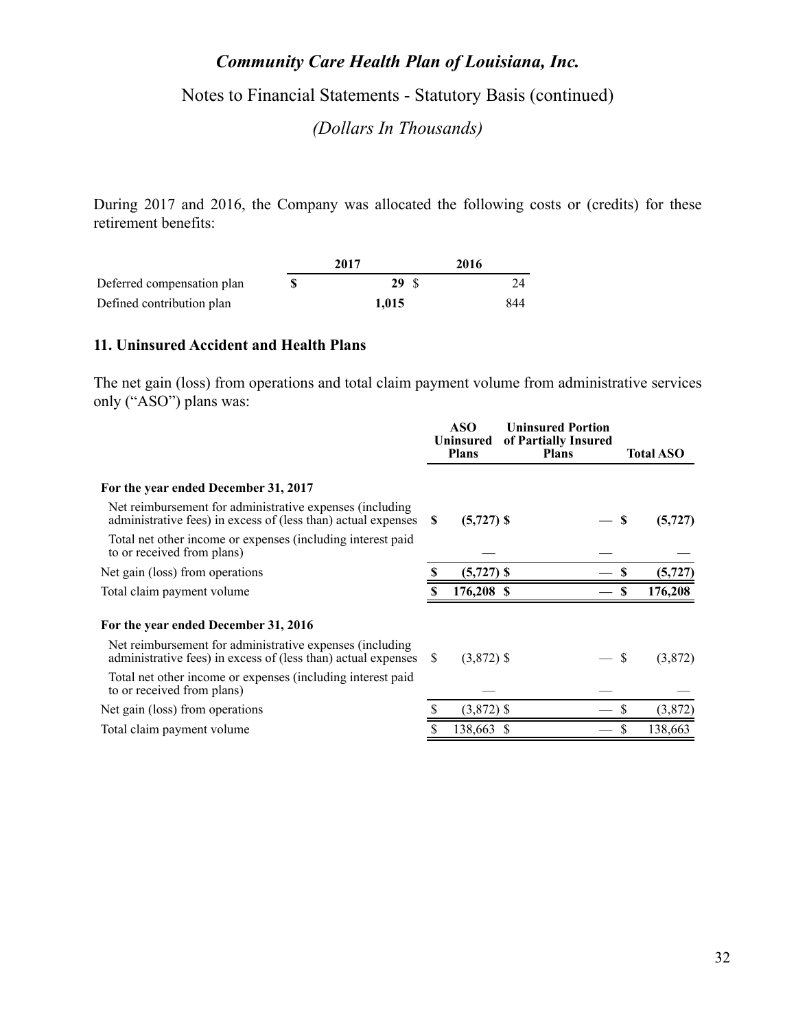*Community Care Health Plan of Louisiana, Inc.*

Notes to Financial Statements - Statutory Basis (continued)

*(Dollars In Thousands)*

During 2017 and 2016, the Company was allocated the following costs or (credits) for these retirement benefits:

| | 2017 | 2016 |
|---|---|---|
| Deferred compensation plan | **$ 29** | $ 24 |
| Defined contribution plan | **1,015** | 844 |

## 11. Uninsured Accident and Health Plans

The net gain (loss) from operations and total claim payment volume from administrative services only ("ASO") plans was:

| | ASO Uninsured Plans | Uninsured Portion of Partially Insured Plans | Total ASO |
|---|---|---|---|
| **For the year ended December 31, 2017** | | | |
| Net reimbursement for administrative expenses (including administrative fees) in excess of (less than) actual expenses | **$ (5,727)** | **$ —** | **$ (5,727)** |
| Total net other income or expenses (including interest paid to or received from plans) | **—** | **—** | **—** |
| Net gain (loss) from operations | **$ (5,727)** | **$ —** | **$ (5,727)** |
| Total claim payment volume | **$ 176,208** | **$ —** | **$ 176,208** |
| **For the year ended December 31, 2016** | | | |
| Net reimbursement for administrative expenses (including administrative fees) in excess of (less than) actual expenses | $ (3,872) | $ — | $ (3,872) |
| Total net other income or expenses (including interest paid to or received from plans) | — | — | — |
| Net gain (loss) from operations | $ (3,872) | $ — | $ (3,872) |
| Total claim payment volume | $ 138,663 | $ — | $ 138,663 |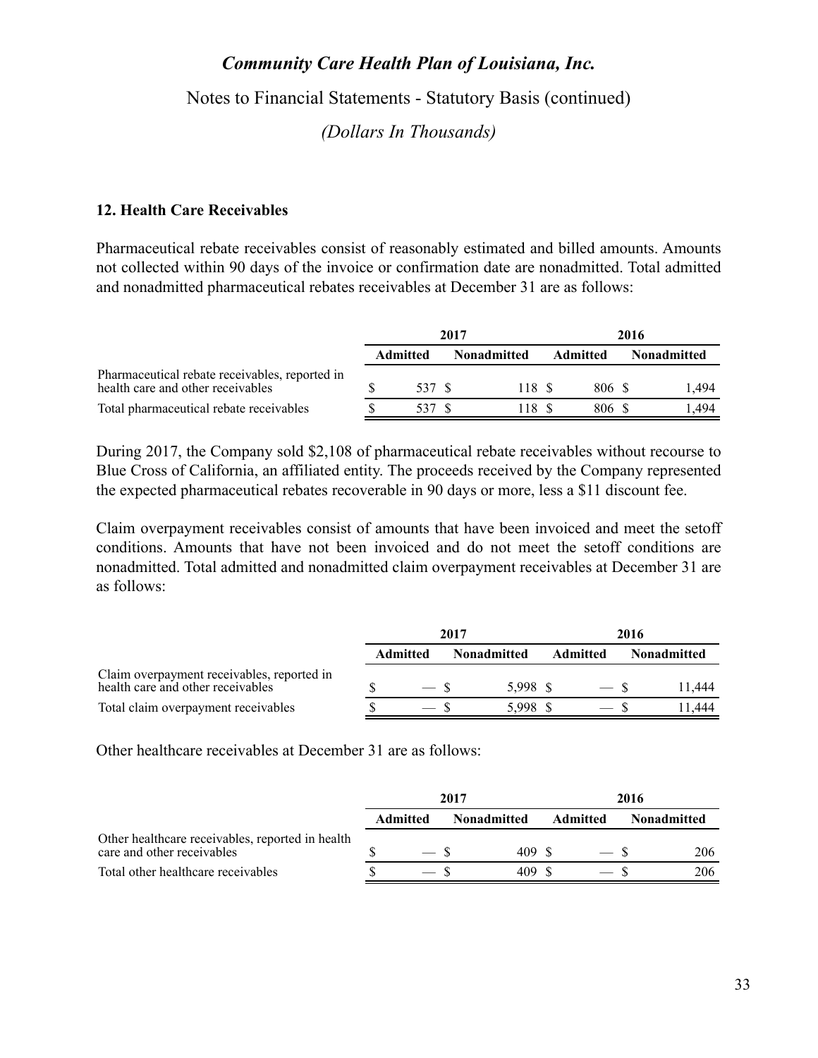## 12. Health Care Receivables

Pharmaceutical rebate receivables consist of reasonably estimated and billed amounts. Amounts not collected within 90 days of the invoice or confirmation date are nonadmitted. Total admitted and nonadmitted pharmaceutical rebates receivables at December 31 are as follows:

| | 2017 | | 2016 | |
|---|---|---|---|---|
| | Admitted | Nonadmitted | Admitted | Nonadmitted |
| Pharmaceutical rebate receivables, reported in health care and other receivables | $ 537 | $ 118 | $ 806 | $ 1,494 |
| Total pharmaceutical rebate receivables | $ 537 | $ 118 | $ 806 | $ 1,494 |

During 2017, the Company sold $2,108 of pharmaceutical rebate receivables without recourse to Blue Cross of California, an affiliated entity. The proceeds received by the Company represented the expected pharmaceutical rebates recoverable in 90 days or more, less a $11 discount fee.

Claim overpayment receivables consist of amounts that have been invoiced and meet the setoff conditions. Amounts that have not been invoiced and do not meet the setoff conditions are nonadmitted. Total admitted and nonadmitted claim overpayment receivables at December 31 are as follows:

| | 2017 | | 2016 | |
|---|---|---|---|---|
| | Admitted | Nonadmitted | Admitted | Nonadmitted |
| Claim overpayment receivables, reported in health care and other receivables | $ — | $ 5,998 | $ — | $ 11,444 |
| Total claim overpayment receivables | $ — | $ 5,998 | $ — | $ 11,444 |

Other healthcare receivables at December 31 are as follows:

| | 2017 | | 2016 | |
|---|---|---|---|---|
| | Admitted | Nonadmitted | Admitted | Nonadmitted |
| Other healthcare receivables, reported in health care and other receivables | $ — | $ 409 | $ — | $ 206 |
| Total other healthcare receivables | $ — | $ 409 | $ — | $ 206 |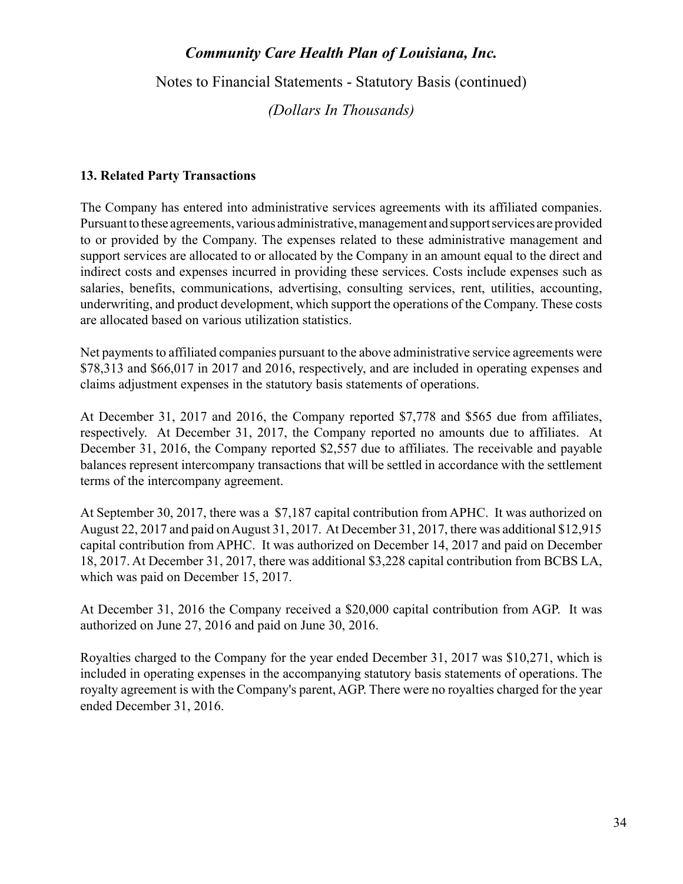# *Community Care Health Plan of Louisiana, Inc.*

## Notes to Financial Statements - Statutory Basis (continued)

*(Dollars In Thousands)*

### 13. Related Party Transactions

The Company has entered into administrative services agreements with its affiliated companies. Pursuant to these agreements, various administrative, management and support services are provided to or provided by the Company. The expenses related to these administrative management and support services are allocated to or allocated by the Company in an amount equal to the direct and indirect costs and expenses incurred in providing these services. Costs include expenses such as salaries, benefits, communications, advertising, consulting services, rent, utilities, accounting, underwriting, and product development, which support the operations of the Company. These costs are allocated based on various utilization statistics.

Net payments to affiliated companies pursuant to the above administrative service agreements were \$78,313 and \$66,017 in 2017 and 2016, respectively, and are included in operating expenses and claims adjustment expenses in the statutory basis statements of operations.

At December 31, 2017 and 2016, the Company reported \$7,778 and \$565 due from affiliates, respectively. At December 31, 2017, the Company reported no amounts due to affiliates. At December 31, 2016, the Company reported \$2,557 due to affiliates. The receivable and payable balances represent intercompany transactions that will be settled in accordance with the settlement terms of the intercompany agreement.

At September 30, 2017, there was a \$7,187 capital contribution from APHC. It was authorized on August 22, 2017 and paid on August 31, 2017. At December 31, 2017, there was additional \$12,915 capital contribution from APHC. It was authorized on December 14, 2017 and paid on December 18, 2017. At December 31, 2017, there was additional \$3,228 capital contribution from BCBS LA, which was paid on December 15, 2017.

At December 31, 2016 the Company received a \$20,000 capital contribution from AGP. It was authorized on June 27, 2016 and paid on June 30, 2016.

Royalties charged to the Company for the year ended December 31, 2017 was \$10,271, which is included in operating expenses in the accompanying statutory basis statements of operations. The royalty agreement is with the Company's parent, AGP. There were no royalties charged for the year ended December 31, 2016.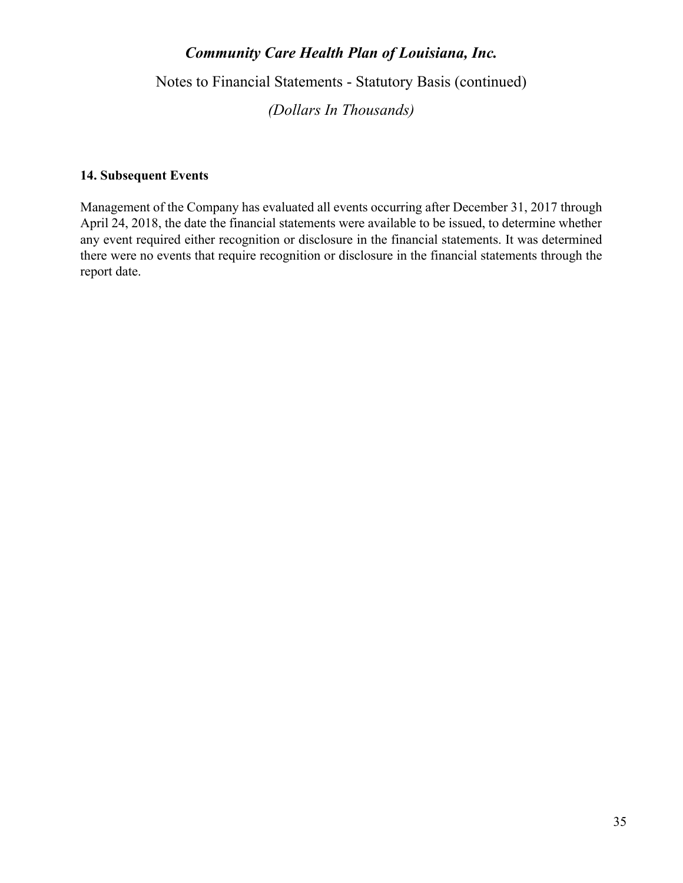## 14. Subsequent Events

Management of the Company has evaluated all events occurring after December 31, 2017 through April 24, 2018, the date the financial statements were available to be issued, to determine whether any event required either recognition or disclosure in the financial statements. It was determined there were no events that require recognition or disclosure in the financial statements through the report date.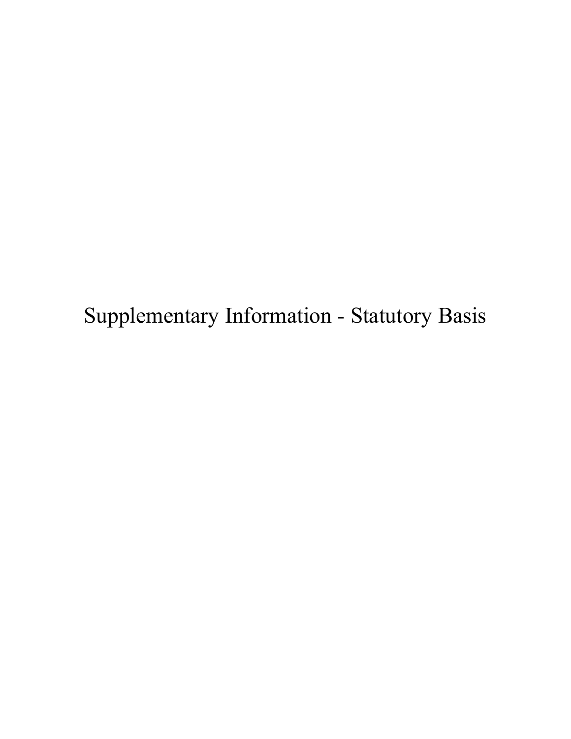# Supplementary Information - Statutory Basis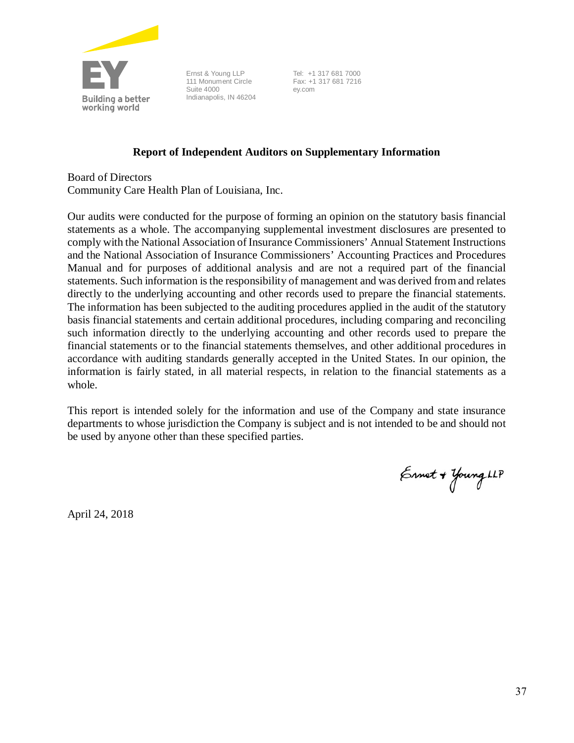Ernst & Young LLP
111 Monument Circle
Suite 4000
Indianapolis, IN 46204

Tel: +1 317 681 7000
Fax: +1 317 681 7216
ey.com

## Report of Independent Auditors on Supplementary Information

Board of Directors
Community Care Health Plan of Louisiana, Inc.

Our audits were conducted for the purpose of forming an opinion on the statutory basis financial statements as a whole. The accompanying supplemental investment disclosures are presented to comply with the National Association of Insurance Commissioners' Annual Statement Instructions and the National Association of Insurance Commissioners' Accounting Practices and Procedures Manual and for purposes of additional analysis and are not a required part of the financial statements. Such information is the responsibility of management and was derived from and relates directly to the underlying accounting and other records used to prepare the financial statements. The information has been subjected to the auditing procedures applied in the audit of the statutory basis financial statements and certain additional procedures, including comparing and reconciling such information directly to the underlying accounting and other records used to prepare the financial statements or to the financial statements themselves, and other additional procedures in accordance with auditing standards generally accepted in the United States. In our opinion, the information is fairly stated, in all material respects, in relation to the financial statements as a whole.

This report is intended solely for the information and use of the Company and state insurance departments to whose jurisdiction the Company is subject and is not intended to be and should not be used by anyone other than these specified parties.

Ernst & Young LLP

April 24, 2018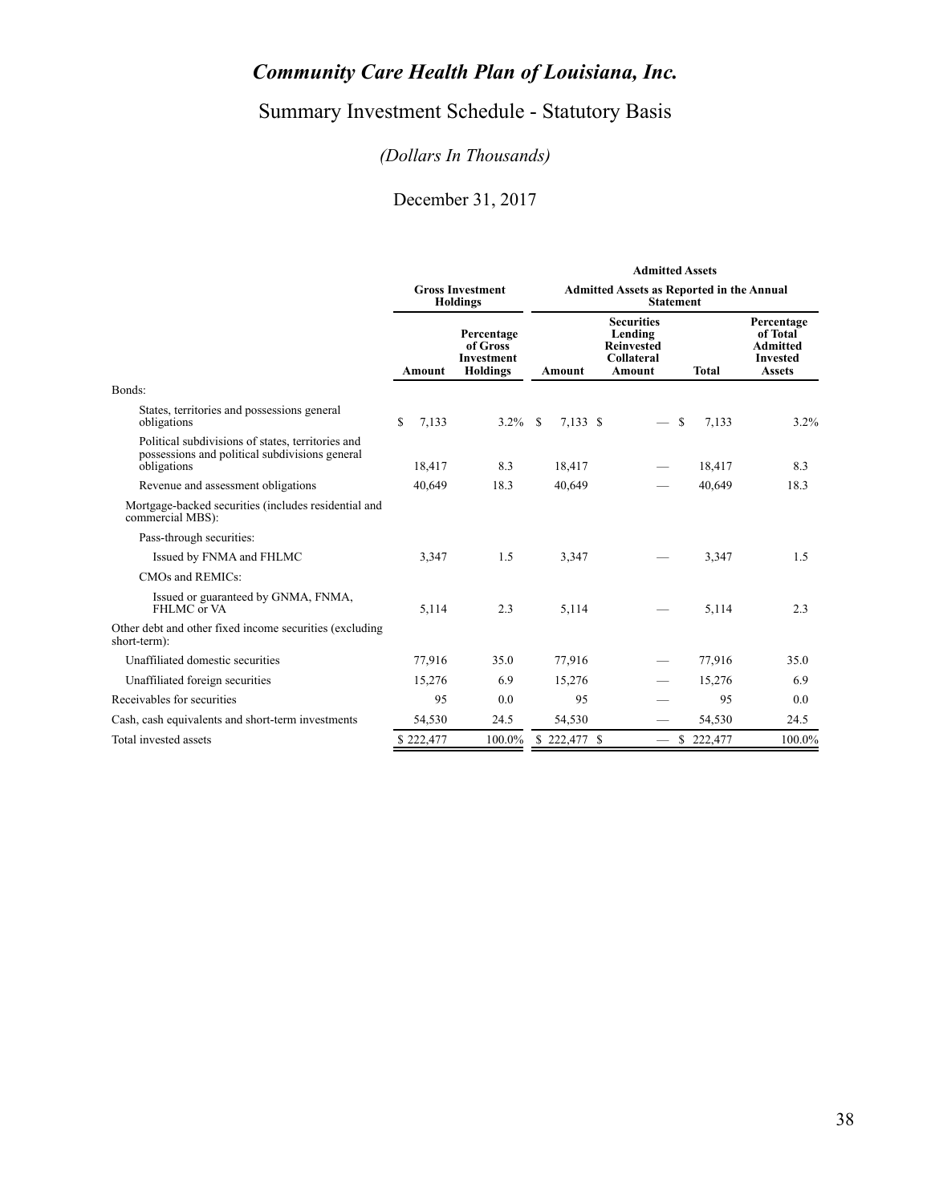# *Community Care Health Plan of Louisiana, Inc.*

## Summary Investment Schedule - Statutory Basis

*(Dollars In Thousands)*

December 31, 2017

| | Gross Investment Holdings | | Admitted Assets | | | |
|---|---|---|---|---|---|---|
| | | | Admitted Assets as Reported in the Annual Statement | | | |
| | Amount | Percentage of Gross Investment Holdings | Amount | Securities Lending Reinvested Collateral Amount | Total | Percentage of Total Admitted Invested Assets |
| Bonds: | | | | | | |
| States, territories and possessions general obligations | $ 7,133 | 3.2% | $ 7,133 | $ — | $ 7,133 | 3.2% |
| Political subdivisions of states, territories and possessions and political subdivisions general obligations | 18,417 | 8.3 | 18,417 | — | 18,417 | 8.3 |
| Revenue and assessment obligations | 40,649 | 18.3 | 40,649 | — | 40,649 | 18.3 |
| Mortgage-backed securities (includes residential and commercial MBS): | | | | | | |
| Pass-through securities: | | | | | | |
| Issued by FNMA and FHLMC | 3,347 | 1.5 | 3,347 | — | 3,347 | 1.5 |
| CMOs and REMICs: | | | | | | |
| Issued or guaranteed by GNMA, FNMA, FHLMC or VA | 5,114 | 2.3 | 5,114 | — | 5,114 | 2.3 |
| Other debt and other fixed income securities (excluding short-term): | | | | | | |
| Unaffiliated domestic securities | 77,916 | 35.0 | 77,916 | — | 77,916 | 35.0 |
| Unaffiliated foreign securities | 15,276 | 6.9 | 15,276 | — | 15,276 | 6.9 |
| Receivables for securities | 95 | 0.0 | 95 | — | 95 | 0.0 |
| Cash, cash equivalents and short-term investments | 54,530 | 24.5 | 54,530 | — | 54,530 | 24.5 |
| Total invested assets | $ 222,477 | 100.0% | $ 222,477 | $ — | $ 222,477 | 100.0% |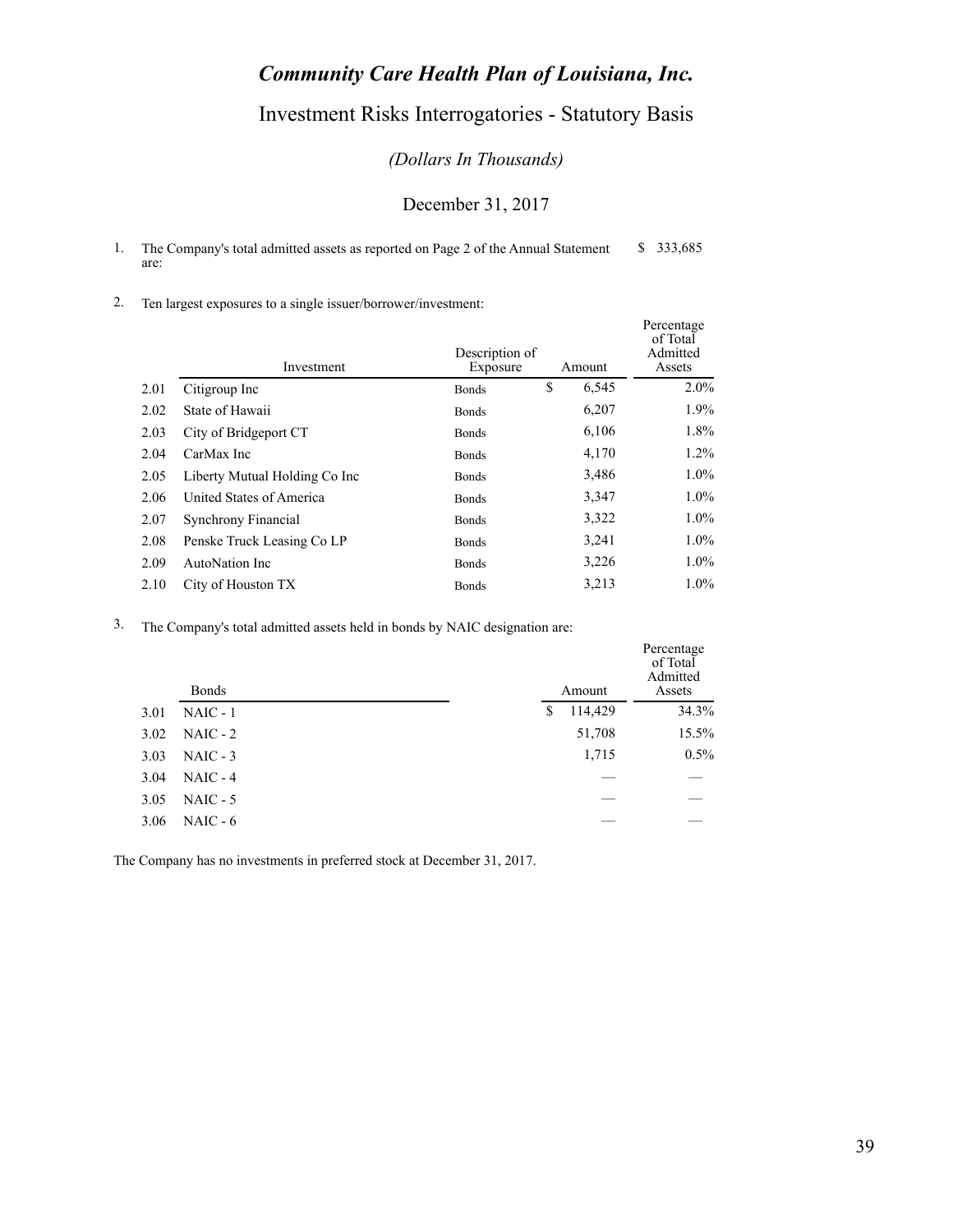# *Community Care Health Plan of Louisiana, Inc.*

## Investment Risks Interrogatories - Statutory Basis

*(Dollars In Thousands)*

December 31, 2017

1. The Company's total admitted assets as reported on Page 2 of the Annual Statement are: $ 333,685

2. Ten largest exposures to a single issuer/borrower/investment:

| | Investment | Description of Exposure | Amount | Percentage of Total Admitted Assets |
|---|---|---|---|---|
| 2.01 | Citigroup Inc | Bonds | $ 6,545 | 2.0% |
| 2.02 | State of Hawaii | Bonds | 6,207 | 1.9% |
| 2.03 | City of Bridgeport CT | Bonds | 6,106 | 1.8% |
| 2.04 | CarMax Inc | Bonds | 4,170 | 1.2% |
| 2.05 | Liberty Mutual Holding Co Inc | Bonds | 3,486 | 1.0% |
| 2.06 | United States of America | Bonds | 3,347 | 1.0% |
| 2.07 | Synchrony Financial | Bonds | 3,322 | 1.0% |
| 2.08 | Penske Truck Leasing Co LP | Bonds | 3,241 | 1.0% |
| 2.09 | AutoNation Inc | Bonds | 3,226 | 1.0% |
| 2.10 | City of Houston TX | Bonds | 3,213 | 1.0% |

3. The Company's total admitted assets held in bonds by NAIC designation are:

| | Bonds | Amount | Percentage of Total Admitted Assets |
|---|---|---|---|
| 3.01 | NAIC - 1 | $ 114,429 | 34.3% |
| 3.02 | NAIC - 2 | 51,708 | 15.5% |
| 3.03 | NAIC - 3 | 1,715 | 0.5% |
| 3.04 | NAIC - 4 | — | — |
| 3.05 | NAIC - 5 | — | — |
| 3.06 | NAIC - 6 | — | — |

The Company has no investments in preferred stock at December 31, 2017.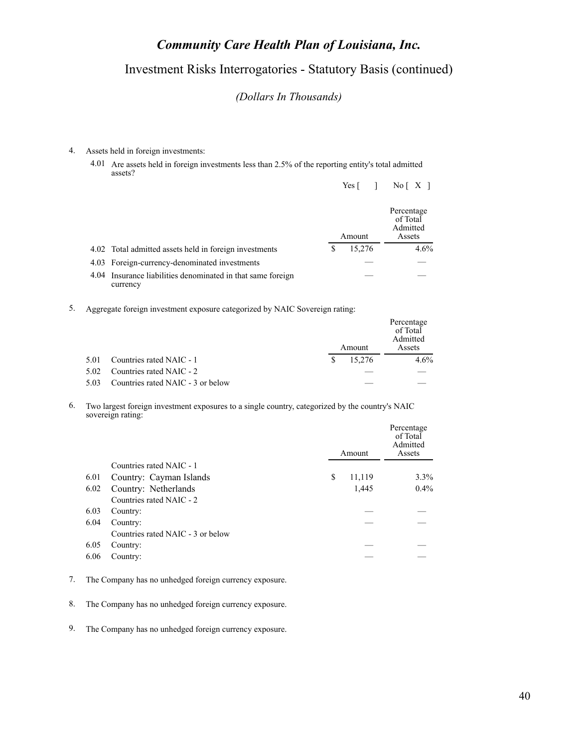# *Community Care Health Plan of Louisiana, Inc.*

## Investment Risks Interrogatories - Statutory Basis (continued)

*(Dollars In Thousands)*

4. Assets held in foreign investments:

   4.01 Are assets held in foreign investments less than 2.5% of the reporting entity's total admitted assets?

   Yes [ ]   No [ X ]

| | | Amount | Percentage of Total Admitted Assets |
|---|---|---|---|
| 4.02 | Total admitted assets held in foreign investments | $ 15,276 | 4.6% |
| 4.03 | Foreign-currency-denominated investments | — | — |
| 4.04 | Insurance liabilities denominated in that same foreign currency | — | — |

5. Aggregate foreign investment exposure categorized by NAIC Sovereign rating:

| | | Amount | Percentage of Total Admitted Assets |
|---|---|---|---|
| 5.01 | Countries rated NAIC - 1 | $ 15,276 | 4.6% |
| 5.02 | Countries rated NAIC - 2 | — | — |
| 5.03 | Countries rated NAIC - 3 or below | — | — |

6. Two largest foreign investment exposures to a single country, categorized by the country's NAIC sovereign rating:

| | | Amount | Percentage of Total Admitted Assets |
|---|---|---|---|
| | Countries rated NAIC - 1 | | |
| 6.01 | Country: Cayman Islands | $ 11,119 | 3.3% |
| 6.02 | Country: Netherlands | 1,445 | 0.4% |
| | Countries rated NAIC - 2 | | |
| 6.03 | Country: | — | — |
| 6.04 | Country: | — | — |
| | Countries rated NAIC - 3 or below | | |
| 6.05 | Country: | — | — |
| 6.06 | Country: | — | — |

7. The Company has no unhedged foreign currency exposure.

8. The Company has no unhedged foreign currency exposure.

9. The Company has no unhedged foreign currency exposure.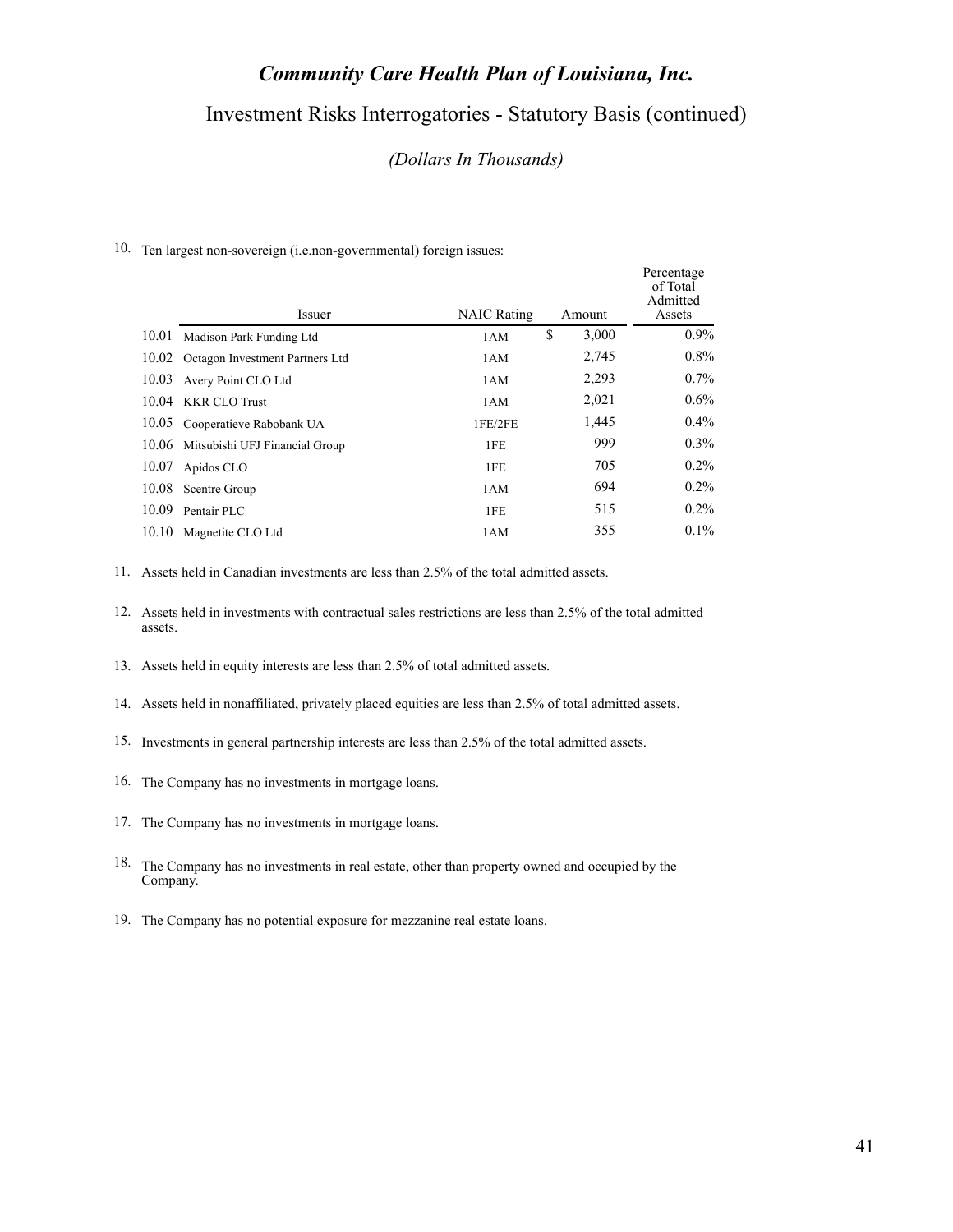# *Community Care Health Plan of Louisiana, Inc.*

## Investment Risks Interrogatories - Statutory Basis (continued)

*(Dollars In Thousands)*

10. Ten largest non-sovereign (i.e.non-governmental) foreign issues:

| | Issuer | NAIC Rating | Amount | Percentage of Total Admitted Assets |
|---|---|---|---|---|
| 10.01 | Madison Park Funding Ltd | 1AM | $ 3,000 | 0.9% |
| 10.02 | Octagon Investment Partners Ltd | 1AM | 2,745 | 0.8% |
| 10.03 | Avery Point CLO Ltd | 1AM | 2,293 | 0.7% |
| 10.04 | KKR CLO Trust | 1AM | 2,021 | 0.6% |
| 10.05 | Cooperatieve Rabobank UA | 1FE/2FE | 1,445 | 0.4% |
| 10.06 | Mitsubishi UFJ Financial Group | 1FE | 999 | 0.3% |
| 10.07 | Apidos CLO | 1FE | 705 | 0.2% |
| 10.08 | Scentre Group | 1AM | 694 | 0.2% |
| 10.09 | Pentair PLC | 1FE | 515 | 0.2% |
| 10.10 | Magnetite CLO Ltd | 1AM | 355 | 0.1% |

11. Assets held in Canadian investments are less than 2.5% of the total admitted assets.

12. Assets held in investments with contractual sales restrictions are less than 2.5% of the total admitted assets.

13. Assets held in equity interests are less than 2.5% of total admitted assets.

14. Assets held in nonaffiliated, privately placed equities are less than 2.5% of total admitted assets.

15. Investments in general partnership interests are less than 2.5% of the total admitted assets.

16. The Company has no investments in mortgage loans.

17. The Company has no investments in mortgage loans.

18. The Company has no investments in real estate, other than property owned and occupied by the Company.

19. The Company has no potential exposure for mezzanine real estate loans.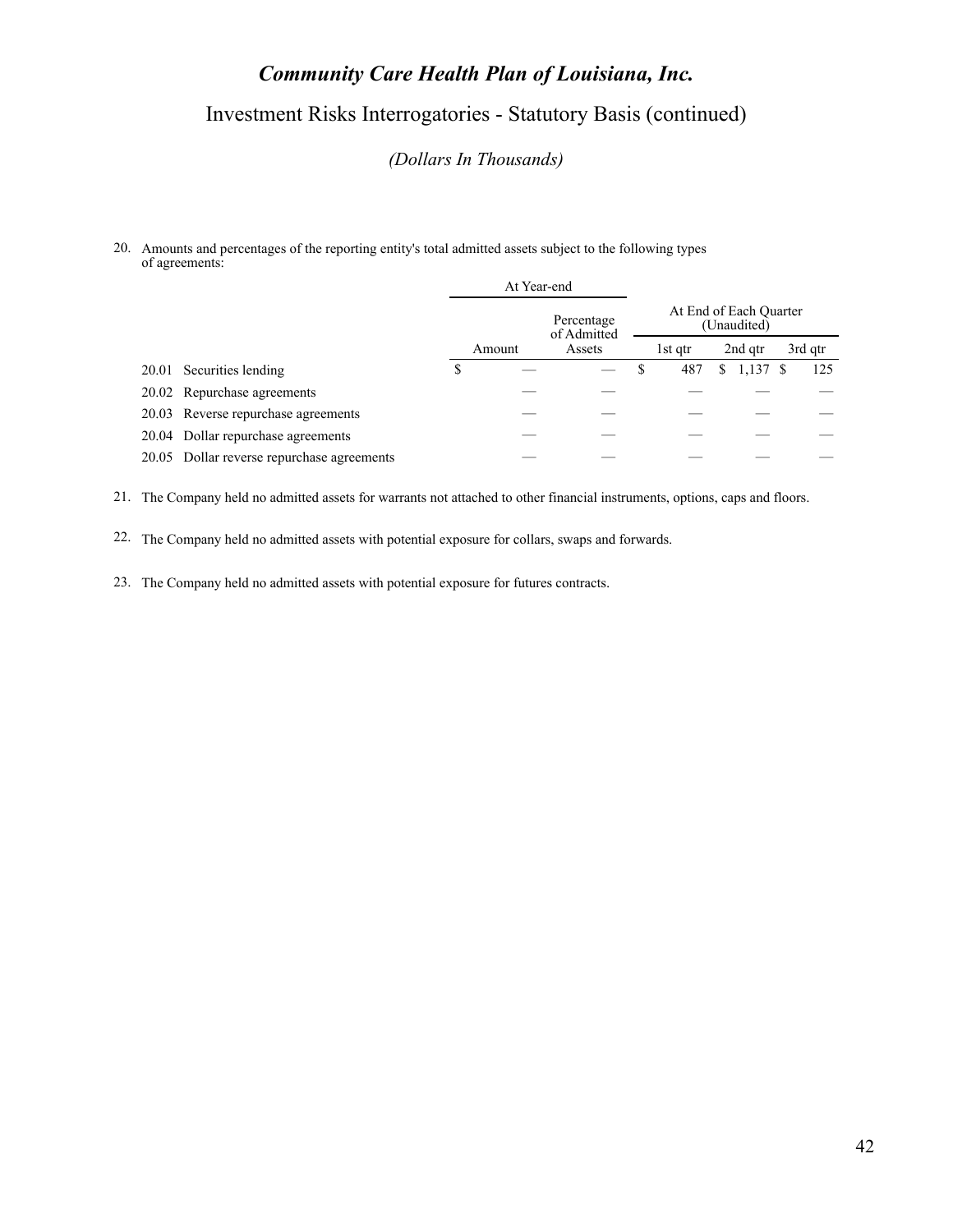# *Community Care Health Plan of Louisiana, Inc.*

## Investment Risks Interrogatories - Statutory Basis (continued)

*(Dollars In Thousands)*

20. Amounts and percentages of the reporting entity's total admitted assets subject to the following types of agreements:

| | At Year-end | | At End of Each Quarter (Unaudited) | | |
|---|---|---|---|---|---|
| | Amount | Percentage of Admitted Assets | 1st qtr | 2nd qtr | 3rd qtr |
| 20.01 Securities lending | $ — | — | $ 487 | $ 1,137 | $ 125 |
| 20.02 Repurchase agreements | — | — | — | — | — |
| 20.03 Reverse repurchase agreements | — | — | — | — | — |
| 20.04 Dollar repurchase agreements | — | — | — | — | — |
| 20.05 Dollar reverse repurchase agreements | — | — | — | — | — |

21. The Company held no admitted assets for warrants not attached to other financial instruments, options, caps and floors.

22. The Company held no admitted assets with potential exposure for collars, swaps and forwards.

23. The Company held no admitted assets with potential exposure for futures contracts.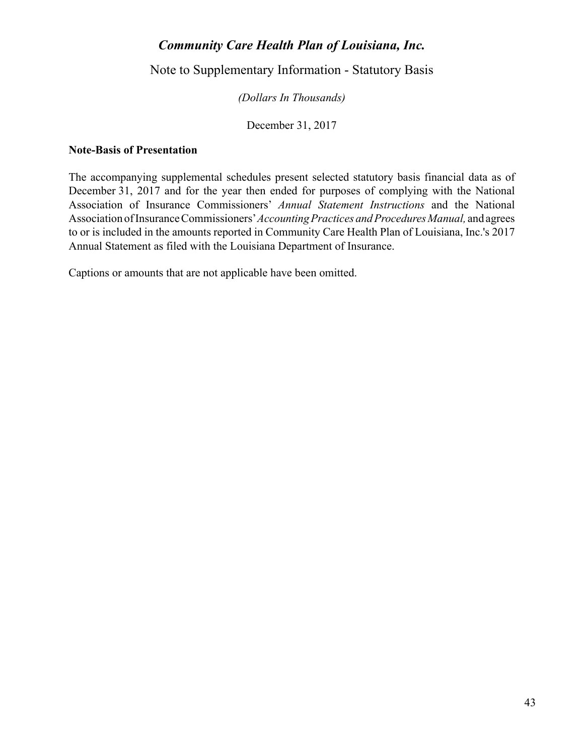# *Community Care Health Plan of Louisiana, Inc.*

## Note to Supplementary Information - Statutory Basis

*(Dollars In Thousands)*

December 31, 2017

**Note-Basis of Presentation**

The accompanying supplemental schedules present selected statutory basis financial data as of December 31, 2017 and for the year then ended for purposes of complying with the National Association of Insurance Commissioners' *Annual Statement Instructions* and the National Association of Insurance Commissioners' *Accounting Practices and Procedures Manual,* and agrees to or is included in the amounts reported in Community Care Health Plan of Louisiana, Inc.'s 2017 Annual Statement as filed with the Louisiana Department of Insurance.

Captions or amounts that are not applicable have been omitted.